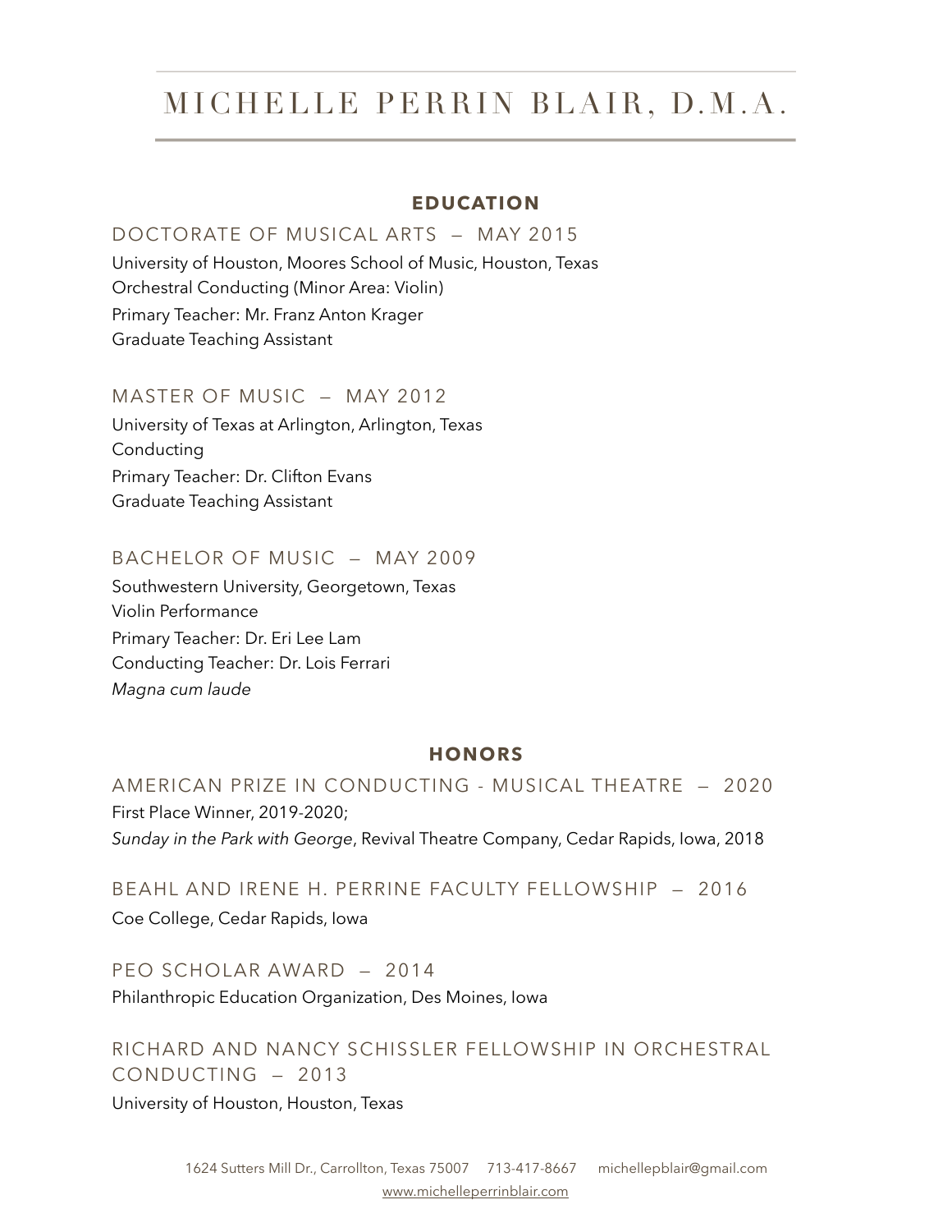# MICHELLE PERRIN BLAIR, D.M.A.

## EDUCATION

### DOCTORATE OF MUSICAL ARTS — MAY 2015

University of Houston, Moores School of Music, Houston, Texas
Orchestral Conducting (Minor Area: Violin)
Primary Teacher: Mr. Franz Anton Krager
Graduate Teaching Assistant

### MASTER OF MUSIC — MAY 2012

University of Texas at Arlington, Arlington, Texas
Conducting
Primary Teacher: Dr. Clifton Evans
Graduate Teaching Assistant

### BACHELOR OF MUSIC — MAY 2009

Southwestern University, Georgetown, Texas
Violin Performance
Primary Teacher: Dr. Eri Lee Lam
Conducting Teacher: Dr. Lois Ferrari
*Magna cum laude*

## HONORS

### AMERICAN PRIZE IN CONDUCTING - MUSICAL THEATRE — 2020

First Place Winner, 2019-2020;
*Sunday in the Park with George*, Revival Theatre Company, Cedar Rapids, Iowa, 2018

### BEAHL AND IRENE H. PERRINE FACULTY FELLOWSHIP — 2016

Coe College, Cedar Rapids, Iowa

### PEO SCHOLAR AWARD — 2014

Philanthropic Education Organization, Des Moines, Iowa

### RICHARD AND NANCY SCHISSLER FELLOWSHIP IN ORCHESTRAL CONDUCTING — 2013

University of Houston, Houston, Texas

1624 Sutters Mill Dr., Carrollton, Texas 75007 713-417-8667 michellepblair@gmail.com
www.michelleperrinblair.com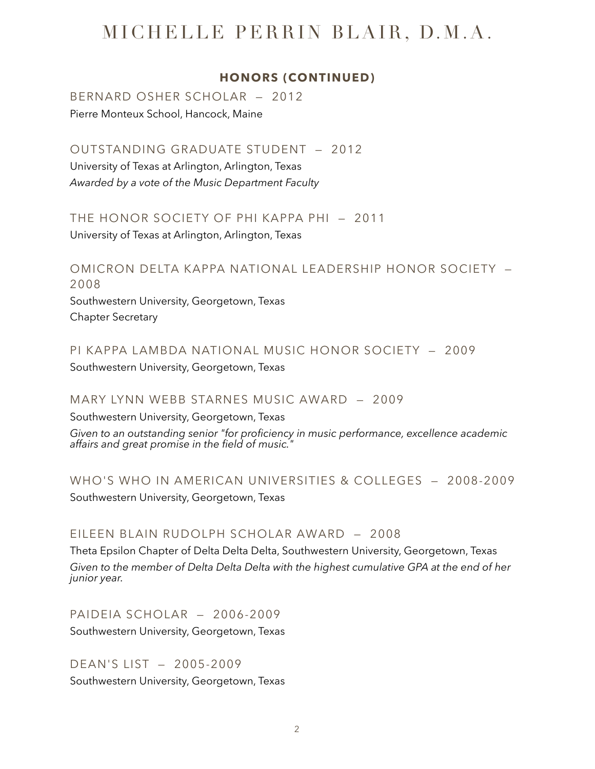## HONORS (CONTINUED)

### BERNARD OSHER SCHOLAR — 2012

Pierre Monteux School, Hancock, Maine

### OUTSTANDING GRADUATE STUDENT — 2012

University of Texas at Arlington, Arlington, Texas

*Awarded by a vote of the Music Department Faculty*

### THE HONOR SOCIETY OF PHI KAPPA PHI — 2011

University of Texas at Arlington, Arlington, Texas

### OMICRON DELTA KAPPA NATIONAL LEADERSHIP HONOR SOCIETY — 2008

Southwestern University, Georgetown, Texas

Chapter Secretary

### PI KAPPA LAMBDA NATIONAL MUSIC HONOR SOCIETY — 2009

Southwestern University, Georgetown, Texas

### MARY LYNN WEBB STARNES MUSIC AWARD — 2009

Southwestern University, Georgetown, Texas

*Given to an outstanding senior "for proficiency in music performance, excellence academic affairs and great promise in the field of music."*

### WHO'S WHO IN AMERICAN UNIVERSITIES & COLLEGES — 2008-2009

Southwestern University, Georgetown, Texas

### EILEEN BLAIN RUDOLPH SCHOLAR AWARD — 2008

Theta Epsilon Chapter of Delta Delta Delta, Southwestern University, Georgetown, Texas

*Given to the member of Delta Delta Delta with the highest cumulative GPA at the end of her junior year.*

### PAIDEIA SCHOLAR — 2006-2009

Southwestern University, Georgetown, Texas

### DEAN'S LIST — 2005-2009

Southwestern University, Georgetown, Texas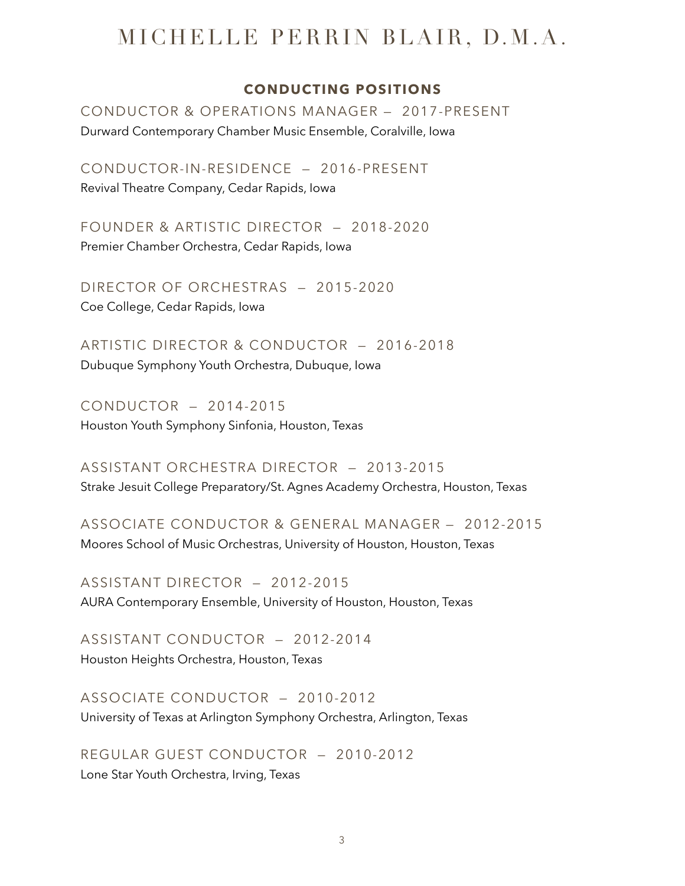# MICHELLE PERRIN BLAIR, D.M.A.

## CONDUCTING POSITIONS

### CONDUCTOR & OPERATIONS MANAGER — 2017-PRESENT
Durward Contemporary Chamber Music Ensemble, Coralville, Iowa

### CONDUCTOR-IN-RESIDENCE — 2016-PRESENT
Revival Theatre Company, Cedar Rapids, Iowa

### FOUNDER & ARTISTIC DIRECTOR — 2018-2020
Premier Chamber Orchestra, Cedar Rapids, Iowa

### DIRECTOR OF ORCHESTRAS — 2015-2020
Coe College, Cedar Rapids, Iowa

### ARTISTIC DIRECTOR & CONDUCTOR — 2016-2018
Dubuque Symphony Youth Orchestra, Dubuque, Iowa

### CONDUCTOR — 2014-2015
Houston Youth Symphony Sinfonia, Houston, Texas

### ASSISTANT ORCHESTRA DIRECTOR — 2013-2015
Strake Jesuit College Preparatory/St. Agnes Academy Orchestra, Houston, Texas

### ASSOCIATE CONDUCTOR & GENERAL MANAGER — 2012-2015
Moores School of Music Orchestras, University of Houston, Houston, Texas

### ASSISTANT DIRECTOR — 2012-2015
AURA Contemporary Ensemble, University of Houston, Houston, Texas

### ASSISTANT CONDUCTOR — 2012-2014
Houston Heights Orchestra, Houston, Texas

### ASSOCIATE CONDUCTOR — 2010-2012
University of Texas at Arlington Symphony Orchestra, Arlington, Texas

### REGULAR GUEST CONDUCTOR — 2010-2012
Lone Star Youth Orchestra, Irving, Texas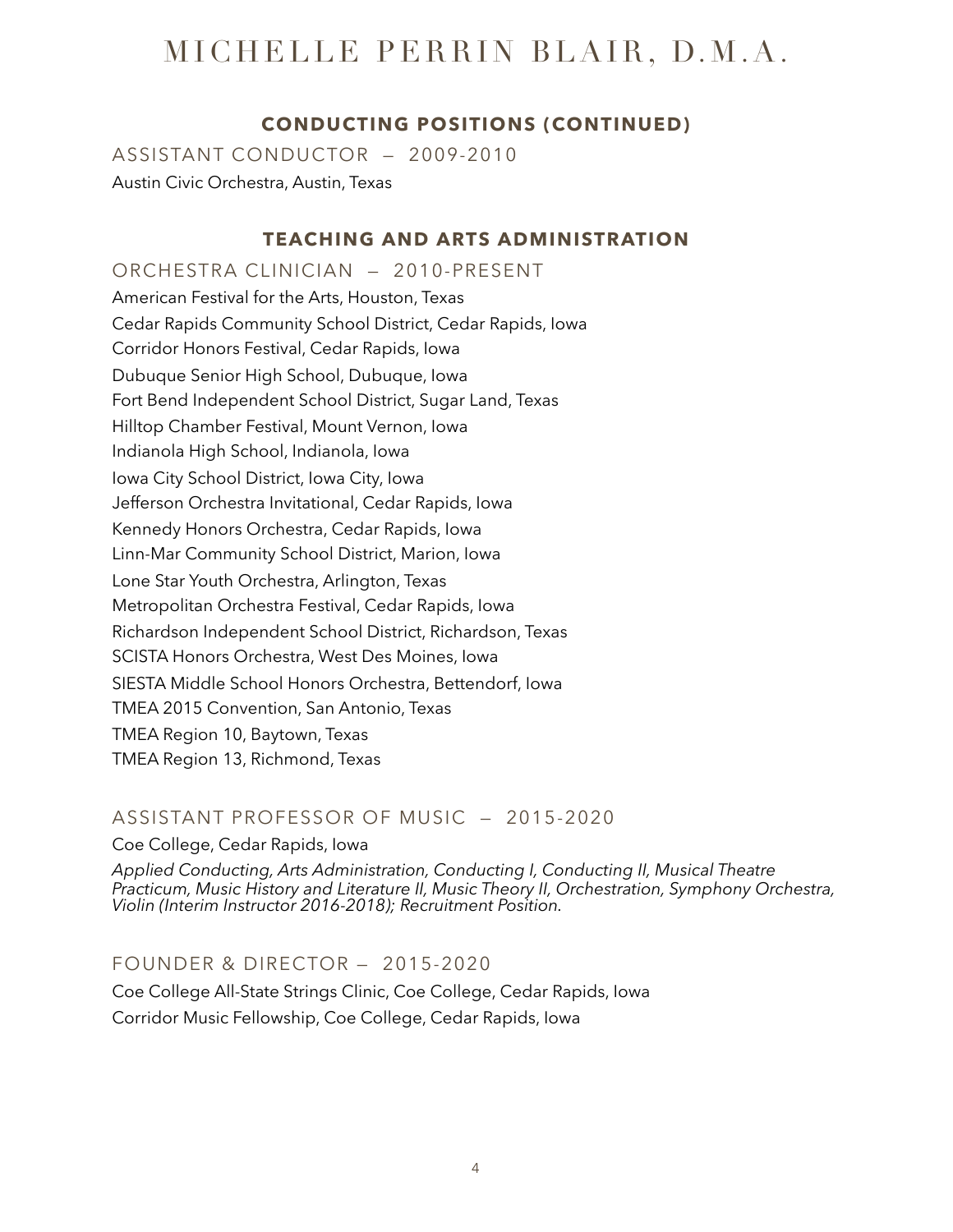## CONDUCTING POSITIONS (CONTINUED)

### ASSISTANT CONDUCTOR — 2009-2010

Austin Civic Orchestra, Austin, Texas

## TEACHING AND ARTS ADMINISTRATION

### ORCHESTRA CLINICIAN — 2010-PRESENT

American Festival for the Arts, Houston, Texas
Cedar Rapids Community School District, Cedar Rapids, Iowa
Corridor Honors Festival, Cedar Rapids, Iowa
Dubuque Senior High School, Dubuque, Iowa
Fort Bend Independent School District, Sugar Land, Texas
Hilltop Chamber Festival, Mount Vernon, Iowa
Indianola High School, Indianola, Iowa
Iowa City School District, Iowa City, Iowa
Jefferson Orchestra Invitational, Cedar Rapids, Iowa
Kennedy Honors Orchestra, Cedar Rapids, Iowa
Linn-Mar Community School District, Marion, Iowa
Lone Star Youth Orchestra, Arlington, Texas
Metropolitan Orchestra Festival, Cedar Rapids, Iowa
Richardson Independent School District, Richardson, Texas
SCISTA Honors Orchestra, West Des Moines, Iowa
SIESTA Middle School Honors Orchestra, Bettendorf, Iowa
TMEA 2015 Convention, San Antonio, Texas
TMEA Region 10, Baytown, Texas
TMEA Region 13, Richmond, Texas

### ASSISTANT PROFESSOR OF MUSIC — 2015-2020

Coe College, Cedar Rapids, Iowa

*Applied Conducting, Arts Administration, Conducting I, Conducting II, Musical Theatre Practicum, Music History and Literature II, Music Theory II, Orchestration, Symphony Orchestra, Violin (Interim Instructor 2016-2018); Recruitment Position.*

### FOUNDER & DIRECTOR — 2015-2020

Coe College All-State Strings Clinic, Coe College, Cedar Rapids, Iowa
Corridor Music Fellowship, Coe College, Cedar Rapids, Iowa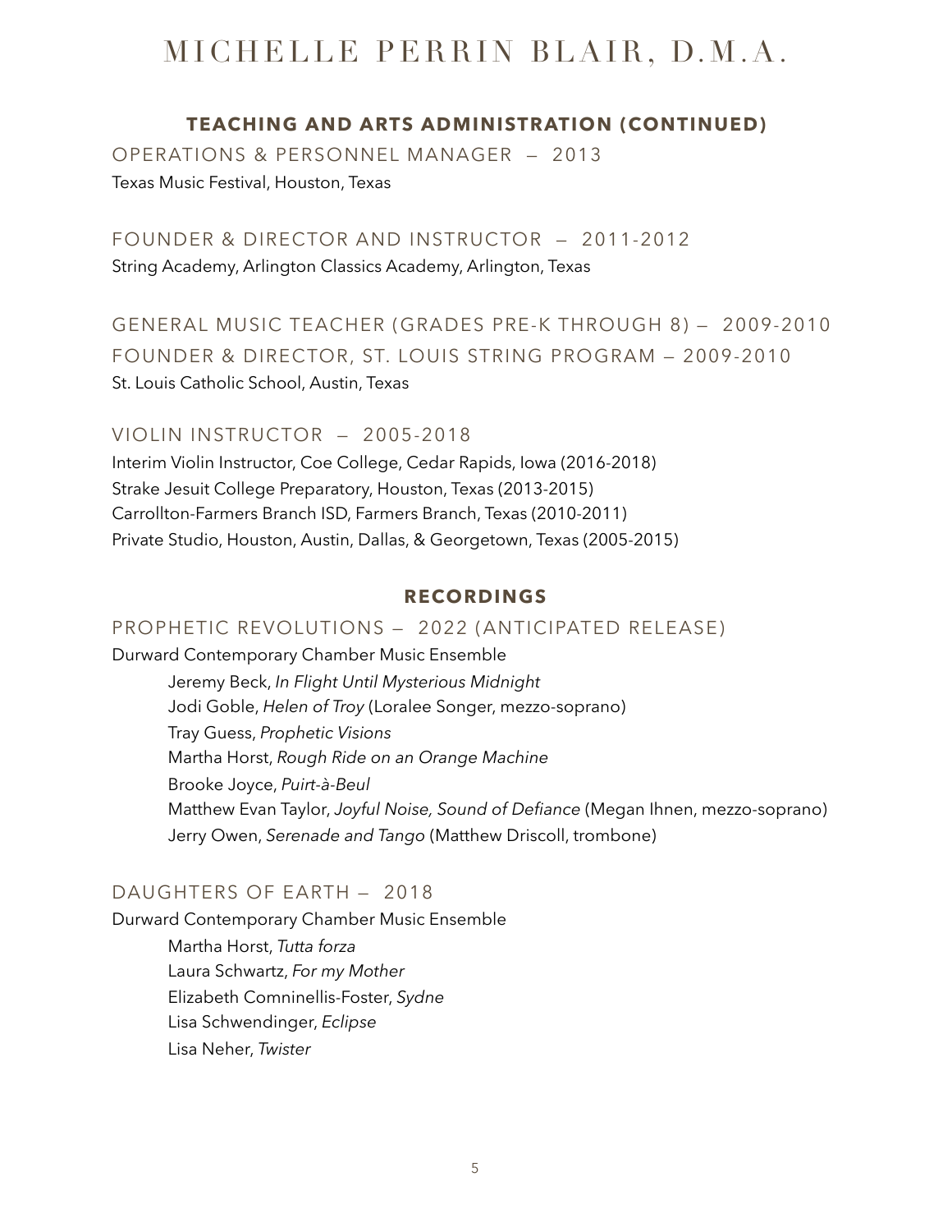## TEACHING AND ARTS ADMINISTRATION (CONTINUED)

### OPERATIONS & PERSONNEL MANAGER — 2013

Texas Music Festival, Houston, Texas

### FOUNDER & DIRECTOR AND INSTRUCTOR — 2011-2012

String Academy, Arlington Classics Academy, Arlington, Texas

### GENERAL MUSIC TEACHER (GRADES PRE-K THROUGH 8) — 2009-2010

### FOUNDER & DIRECTOR, ST. LOUIS STRING PROGRAM — 2009-2010

St. Louis Catholic School, Austin, Texas

### VIOLIN INSTRUCTOR — 2005-2018

Interim Violin Instructor, Coe College, Cedar Rapids, Iowa (2016-2018)
Strake Jesuit College Preparatory, Houston, Texas (2013-2015)
Carrollton-Farmers Branch ISD, Farmers Branch, Texas (2010-2011)
Private Studio, Houston, Austin, Dallas, & Georgetown, Texas (2005-2015)

## RECORDINGS

### PROPHETIC REVOLUTIONS — 2022 (ANTICIPATED RELEASE)

Durward Contemporary Chamber Music Ensemble

- Jeremy Beck, *In Flight Until Mysterious Midnight*
- Jodi Goble, *Helen of Troy* (Loralee Songer, mezzo-soprano)
- Tray Guess, *Prophetic Visions*
- Martha Horst, *Rough Ride on an Orange Machine*
- Brooke Joyce, *Puirt-à-Beul*
- Matthew Evan Taylor, *Joyful Noise, Sound of Defiance* (Megan Ihnen, mezzo-soprano)
- Jerry Owen, *Serenade and Tango* (Matthew Driscoll, trombone)

### DAUGHTERS OF EARTH — 2018

Durward Contemporary Chamber Music Ensemble

- Martha Horst, *Tutta forza*
- Laura Schwartz, *For my Mother*
- Elizabeth Comninellis-Foster, *Sydne*
- Lisa Schwendinger, *Eclipse*
- Lisa Neher, *Twister*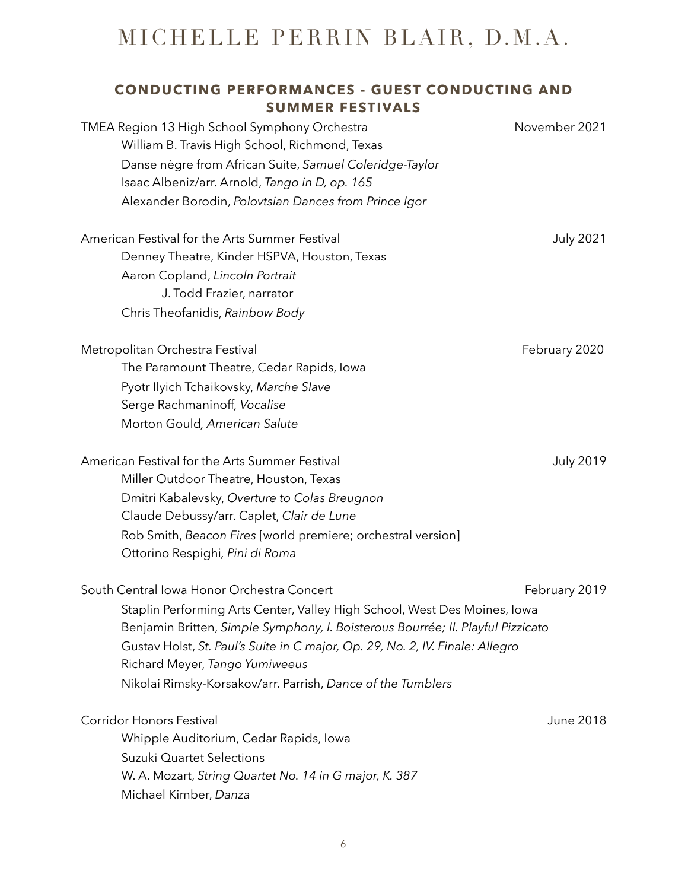## CONDUCTING PERFORMANCES - GUEST CONDUCTING AND SUMMER FESTIVALS

TMEA Region 13 High School Symphony Orchestra — November 2021
William B. Travis High School, Richmond, Texas
Danse nègre from African Suite, *Samuel Coleridge-Taylor*
Isaac Albeniz/arr. Arnold, *Tango in D, op. 165*
Alexander Borodin, *Polovtsian Dances from Prince Igor*

American Festival for the Arts Summer Festival — July 2021
Denney Theatre, Kinder HSPVA, Houston, Texas
Aaron Copland, *Lincoln Portrait*
J. Todd Frazier, narrator
Chris Theofanidis, *Rainbow Body*

Metropolitan Orchestra Festival — February 2020
The Paramount Theatre, Cedar Rapids, Iowa
Pyotr Ilyich Tchaikovsky, *Marche Slave*
Serge Rachmaninoff*, Vocalise*
Morton Gould*, American Salute*

American Festival for the Arts Summer Festival — July 2019
Miller Outdoor Theatre, Houston, Texas
Dmitri Kabalevsky, *Overture to Colas Breugnon*
Claude Debussy/arr. Caplet, *Clair de Lune*
Rob Smith, *Beacon Fires* [world premiere; orchestral version]
Ottorino Respighi*, Pini di Roma*

South Central Iowa Honor Orchestra Concert — February 2019
Staplin Performing Arts Center, Valley High School, West Des Moines, Iowa
Benjamin Britten, *Simple Symphony, I. Boisterous Bourrée; II. Playful Pizzicato*
Gustav Holst, *St. Paul's Suite in C major, Op. 29, No. 2, IV. Finale: Allegro*
Richard Meyer, *Tango Yumiweeus*
Nikolai Rimsky-Korsakov/arr. Parrish, *Dance of the Tumblers*

Corridor Honors Festival — June 2018
Whipple Auditorium, Cedar Rapids, Iowa
Suzuki Quartet Selections
W. A. Mozart, *String Quartet No. 14 in G major, K. 387*
Michael Kimber, *Danza*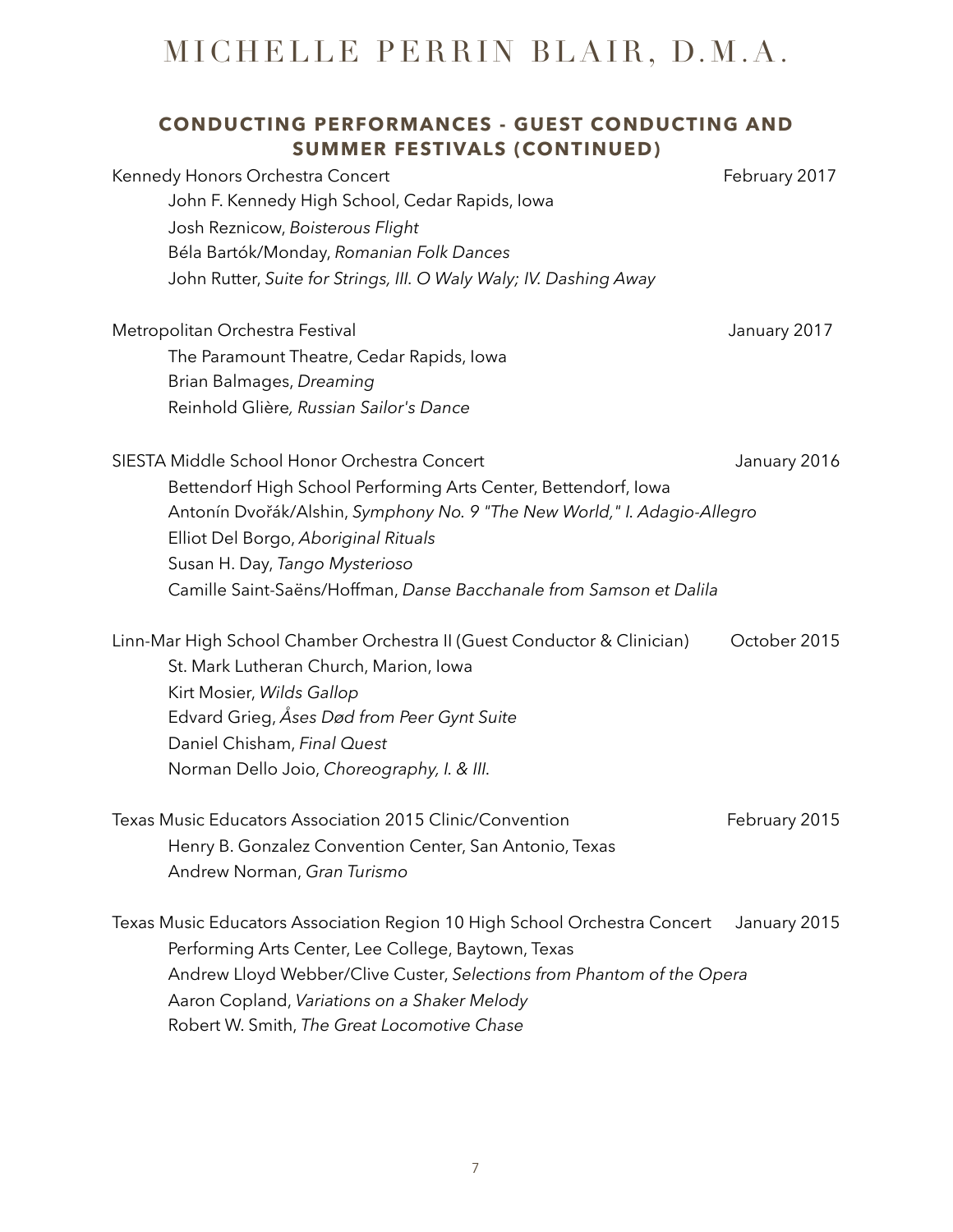## CONDUCTING PERFORMANCES - GUEST CONDUCTING AND SUMMER FESTIVALS (CONTINUED)

Kennedy Honors Orchestra Concert — February 2017
- John F. Kennedy High School, Cedar Rapids, Iowa
- Josh Reznicow, *Boisterous Flight*
- Béla Bartók/Monday, *Romanian Folk Dances*
- John Rutter, *Suite for Strings, III. O Waly Waly; IV. Dashing Away*

Metropolitan Orchestra Festival — January 2017
- The Paramount Theatre, Cedar Rapids, Iowa
- Brian Balmages, *Dreaming*
- Reinhold Glière, *Russian Sailor's Dance*

SIESTA Middle School Honor Orchestra Concert — January 2016
- Bettendorf High School Performing Arts Center, Bettendorf, Iowa
- Antonín Dvořák/Alshin, *Symphony No. 9 "The New World," I. Adagio-Allegro*
- Elliot Del Borgo, *Aboriginal Rituals*
- Susan H. Day, *Tango Mysterioso*
- Camille Saint-Saëns/Hoffman, *Danse Bacchanale from Samson et Dalila*

Linn-Mar High School Chamber Orchestra II (Guest Conductor & Clinician) — October 2015
- St. Mark Lutheran Church, Marion, Iowa
- Kirt Mosier, *Wilds Gallop*
- Edvard Grieg, *Åses Død from Peer Gynt Suite*
- Daniel Chisham, *Final Quest*
- Norman Dello Joio, *Choreography, I. & III.*

Texas Music Educators Association 2015 Clinic/Convention — February 2015
- Henry B. Gonzalez Convention Center, San Antonio, Texas
- Andrew Norman, *Gran Turismo*

Texas Music Educators Association Region 10 High School Orchestra Concert — January 2015
- Performing Arts Center, Lee College, Baytown, Texas
- Andrew Lloyd Webber/Clive Custer, *Selections from Phantom of the Opera*
- Aaron Copland, *Variations on a Shaker Melody*
- Robert W. Smith, *The Great Locomotive Chase*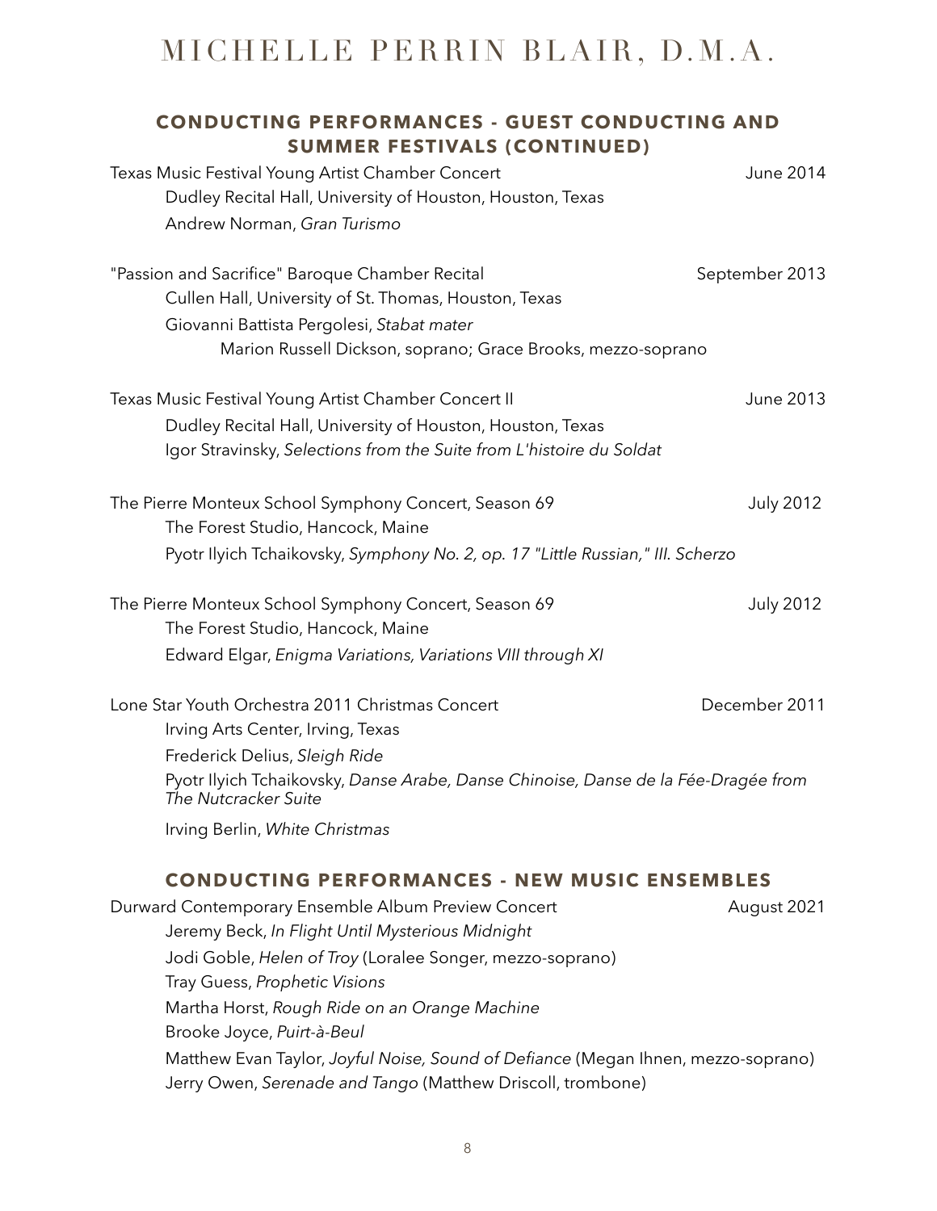## CONDUCTING PERFORMANCES - GUEST CONDUCTING AND SUMMER FESTIVALS (CONTINUED)

Texas Music Festival Young Artist Chamber Concert — June 2014
Dudley Recital Hall, University of Houston, Houston, Texas
Andrew Norman, *Gran Turismo*

"Passion and Sacrifice" Baroque Chamber Recital — September 2013
Cullen Hall, University of St. Thomas, Houston, Texas
Giovanni Battista Pergolesi, *Stabat mater*
Marion Russell Dickson, soprano; Grace Brooks, mezzo-soprano

Texas Music Festival Young Artist Chamber Concert II — June 2013
Dudley Recital Hall, University of Houston, Houston, Texas
Igor Stravinsky, *Selections from the Suite from L'histoire du Soldat*

The Pierre Monteux School Symphony Concert, Season 69 — July 2012
The Forest Studio, Hancock, Maine
Pyotr Ilyich Tchaikovsky, *Symphony No. 2, op. 17 "Little Russian," III. Scherzo*

The Pierre Monteux School Symphony Concert, Season 69 — July 2012
The Forest Studio, Hancock, Maine
Edward Elgar, *Enigma Variations, Variations VIII through XI*

Lone Star Youth Orchestra 2011 Christmas Concert — December 2011
Irving Arts Center, Irving, Texas
Frederick Delius, *Sleigh Ride*
Pyotr Ilyich Tchaikovsky, *Danse Arabe, Danse Chinoise, Danse de la Fée-Dragée from The Nutcracker Suite*
Irving Berlin, *White Christmas*

## CONDUCTING PERFORMANCES - NEW MUSIC ENSEMBLES

Durward Contemporary Ensemble Album Preview Concert — August 2021
Jeremy Beck, *In Flight Until Mysterious Midnight*
Jodi Goble, *Helen of Troy* (Loralee Songer, mezzo-soprano)
Tray Guess, *Prophetic Visions*
Martha Horst, *Rough Ride on an Orange Machine*
Brooke Joyce, *Puirt-à-Beul*
Matthew Evan Taylor, *Joyful Noise, Sound of Defiance* (Megan Ihnen, mezzo-soprano)
Jerry Owen, *Serenade and Tango* (Matthew Driscoll, trombone)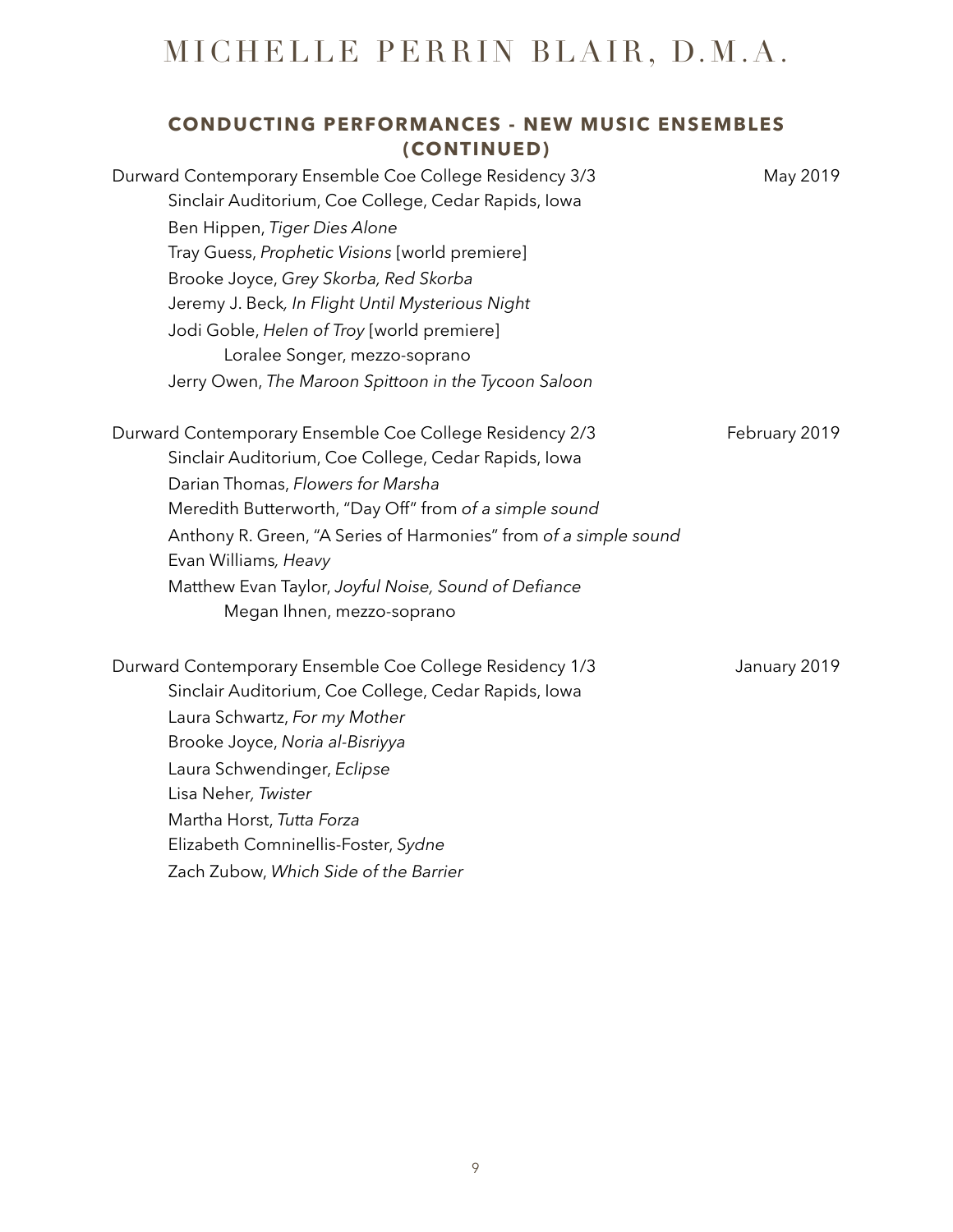## CONDUCTING PERFORMANCES - NEW MUSIC ENSEMBLES (CONTINUED)

Durward Contemporary Ensemble Coe College Residency 3/3 — May 2019

Sinclair Auditorium, Coe College, Cedar Rapids, Iowa
Ben Hippen, *Tiger Dies Alone*
Tray Guess, *Prophetic Visions* [world premiere]
Brooke Joyce, *Grey Skorba, Red Skorba*
Jeremy J. Beck*, In Flight Until Mysterious Night*
Jodi Goble, *Helen of Troy* [world premiere]
    Loralee Songer, mezzo-soprano
Jerry Owen, *The Maroon Spittoon in the Tycoon Saloon*

Durward Contemporary Ensemble Coe College Residency 2/3 — February 2019

Sinclair Auditorium, Coe College, Cedar Rapids, Iowa
Darian Thomas, *Flowers for Marsha*
Meredith Butterworth, "Day Off" from *of a simple sound*
Anthony R. Green, "A Series of Harmonies" from *of a simple sound*
Evan Williams*, Heavy*
Matthew Evan Taylor, *Joyful Noise, Sound of Defiance*
    Megan Ihnen, mezzo-soprano

Durward Contemporary Ensemble Coe College Residency 1/3 — January 2019

Sinclair Auditorium, Coe College, Cedar Rapids, Iowa
Laura Schwartz, *For my Mother*
Brooke Joyce, *Noria al-Bisriyya*
Laura Schwendinger, *Eclipse*
Lisa Neher*, Twister*
Martha Horst, *Tutta Forza*
Elizabeth Comninellis-Foster, *Sydne*
Zach Zubow, *Which Side of the Barrier*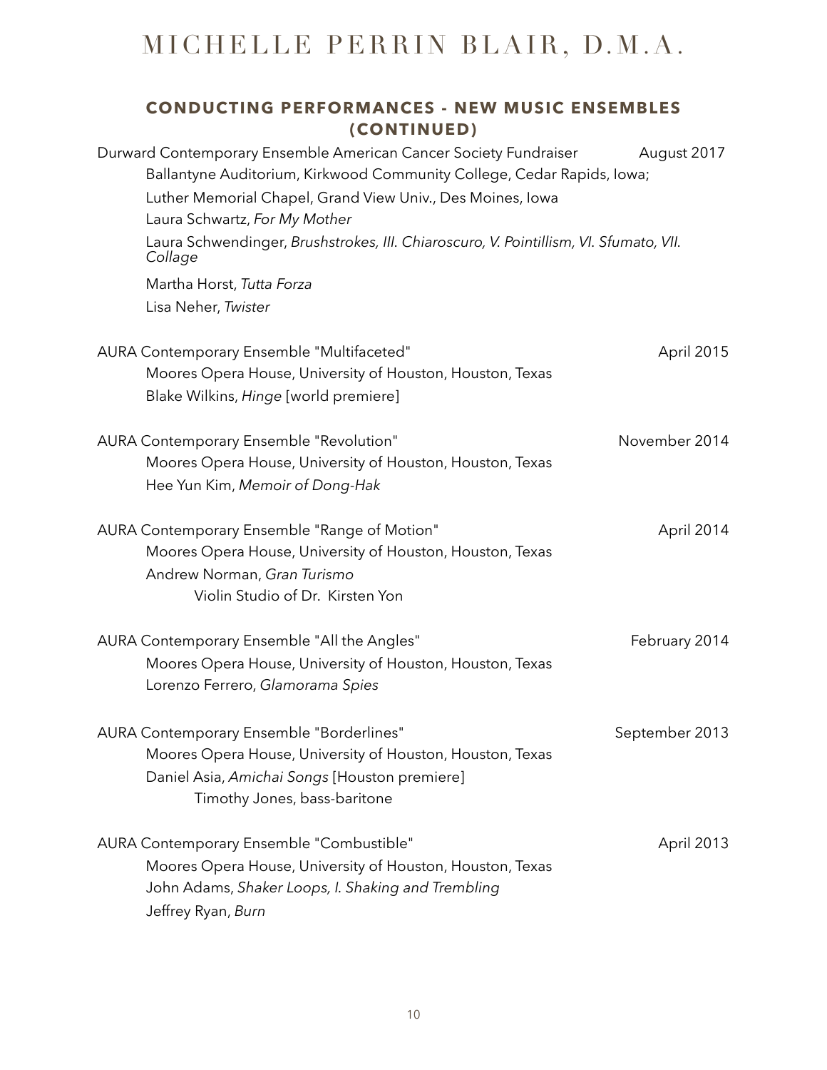## CONDUCTING PERFORMANCES - NEW MUSIC ENSEMBLES (CONTINUED)

Durward Contemporary Ensemble American Cancer Society Fundraiser — August 2017
- Ballantyne Auditorium, Kirkwood Community College, Cedar Rapids, Iowa;
- Luther Memorial Chapel, Grand View Univ., Des Moines, Iowa
- Laura Schwartz, *For My Mother*
- Laura Schwendinger, *Brushstrokes, III. Chiaroscuro, V. Pointillism, VI. Sfumato, VII. Collage*
- Martha Horst, *Tutta Forza*
- Lisa Neher, *Twister*

AURA Contemporary Ensemble "Multifaceted" — April 2015
- Moores Opera House, University of Houston, Houston, Texas
- Blake Wilkins, *Hinge* [world premiere]

AURA Contemporary Ensemble "Revolution" — November 2014
- Moores Opera House, University of Houston, Houston, Texas
- Hee Yun Kim, *Memoir of Dong-Hak*

AURA Contemporary Ensemble "Range of Motion" — April 2014
- Moores Opera House, University of Houston, Houston, Texas
- Andrew Norman, *Gran Turismo*
  - Violin Studio of Dr. Kirsten Yon

AURA Contemporary Ensemble "All the Angles" — February 2014
- Moores Opera House, University of Houston, Houston, Texas
- Lorenzo Ferrero, *Glamorama Spies*

AURA Contemporary Ensemble "Borderlines" — September 2013
- Moores Opera House, University of Houston, Houston, Texas
- Daniel Asia, *Amichai Songs* [Houston premiere]
  - Timothy Jones, bass-baritone

AURA Contemporary Ensemble "Combustible" — April 2013
- Moores Opera House, University of Houston, Houston, Texas
- John Adams, *Shaker Loops, I. Shaking and Trembling*
- Jeffrey Ryan, *Burn*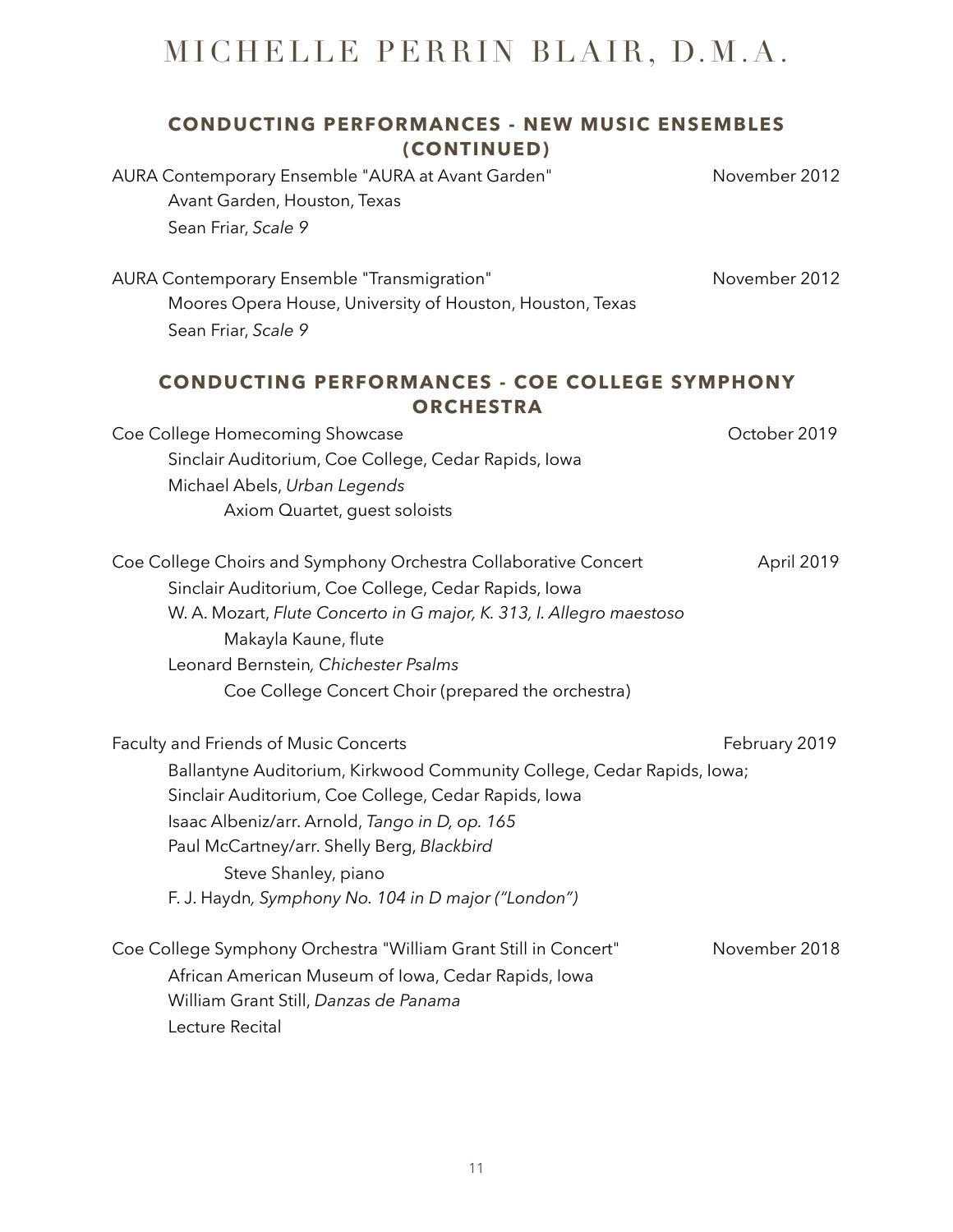## CONDUCTING PERFORMANCES - NEW MUSIC ENSEMBLES (CONTINUED)

AURA Contemporary Ensemble "AURA at Avant Garden" — November 2012
Avant Garden, Houston, Texas
Sean Friar, *Scale 9*

AURA Contemporary Ensemble "Transmigration" — November 2012
Moores Opera House, University of Houston, Houston, Texas
Sean Friar, *Scale 9*

## CONDUCTING PERFORMANCES - COE COLLEGE SYMPHONY ORCHESTRA

Coe College Homecoming Showcase — October 2019
Sinclair Auditorium, Coe College, Cedar Rapids, Iowa
Michael Abels, *Urban Legends*
Axiom Quartet, guest soloists

Coe College Choirs and Symphony Orchestra Collaborative Concert — April 2019
Sinclair Auditorium, Coe College, Cedar Rapids, Iowa
W. A. Mozart, *Flute Concerto in G major, K. 313, I. Allegro maestoso*
Makayla Kaune, flute
Leonard Bernstein*, Chichester Psalms*
Coe College Concert Choir (prepared the orchestra)

Faculty and Friends of Music Concerts — February 2019
Ballantyne Auditorium, Kirkwood Community College, Cedar Rapids, Iowa;
Sinclair Auditorium, Coe College, Cedar Rapids, Iowa
Isaac Albeniz/arr. Arnold, *Tango in D, op. 165*
Paul McCartney/arr. Shelly Berg, *Blackbird*
Steve Shanley, piano
F. J. Haydn*, Symphony No. 104 in D major ("London")*

Coe College Symphony Orchestra "William Grant Still in Concert" — November 2018
African American Museum of Iowa, Cedar Rapids, Iowa
William Grant Still, *Danzas de Panama*
Lecture Recital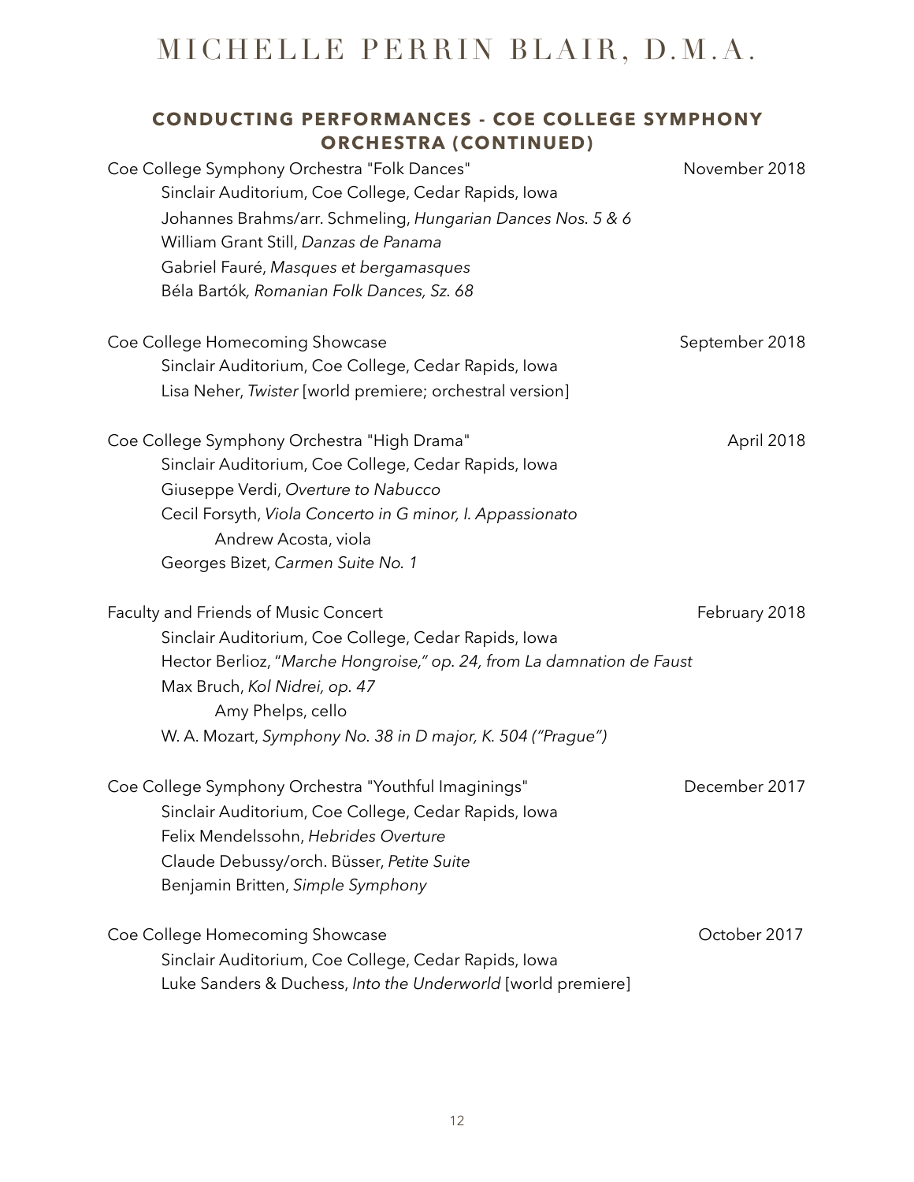## CONDUCTING PERFORMANCES - COE COLLEGE SYMPHONY ORCHESTRA (CONTINUED)

Coe College Symphony Orchestra "Folk Dances" — November 2018
Sinclair Auditorium, Coe College, Cedar Rapids, Iowa
Johannes Brahms/arr. Schmeling, *Hungarian Dances Nos. 5 & 6*
William Grant Still, *Danzas de Panama*
Gabriel Fauré, *Masques et bergamasques*
Béla Bartók*, Romanian Folk Dances, Sz. 68*

Coe College Homecoming Showcase — September 2018
Sinclair Auditorium, Coe College, Cedar Rapids, Iowa
Lisa Neher, *Twister* [world premiere; orchestral version]

Coe College Symphony Orchestra "High Drama" — April 2018
Sinclair Auditorium, Coe College, Cedar Rapids, Iowa
Giuseppe Verdi, *Overture to Nabucco*
Cecil Forsyth, *Viola Concerto in G minor, I. Appassionato*
Andrew Acosta, viola
Georges Bizet, *Carmen Suite No. 1*

Faculty and Friends of Music Concert — February 2018
Sinclair Auditorium, Coe College, Cedar Rapids, Iowa
Hector Berlioz, "*Marche Hongroise," op. 24, from La damnation de Faust*
Max Bruch, *Kol Nidrei, op. 47*
Amy Phelps, cello
W. A. Mozart, *Symphony No. 38 in D major, K. 504 ("Prague")*

Coe College Symphony Orchestra "Youthful Imaginings" — December 2017
Sinclair Auditorium, Coe College, Cedar Rapids, Iowa
Felix Mendelssohn, *Hebrides Overture*
Claude Debussy/orch. Büsser, *Petite Suite*
Benjamin Britten, *Simple Symphony*

Coe College Homecoming Showcase — October 2017
Sinclair Auditorium, Coe College, Cedar Rapids, Iowa
Luke Sanders & Duchess, *Into the Underworld* [world premiere]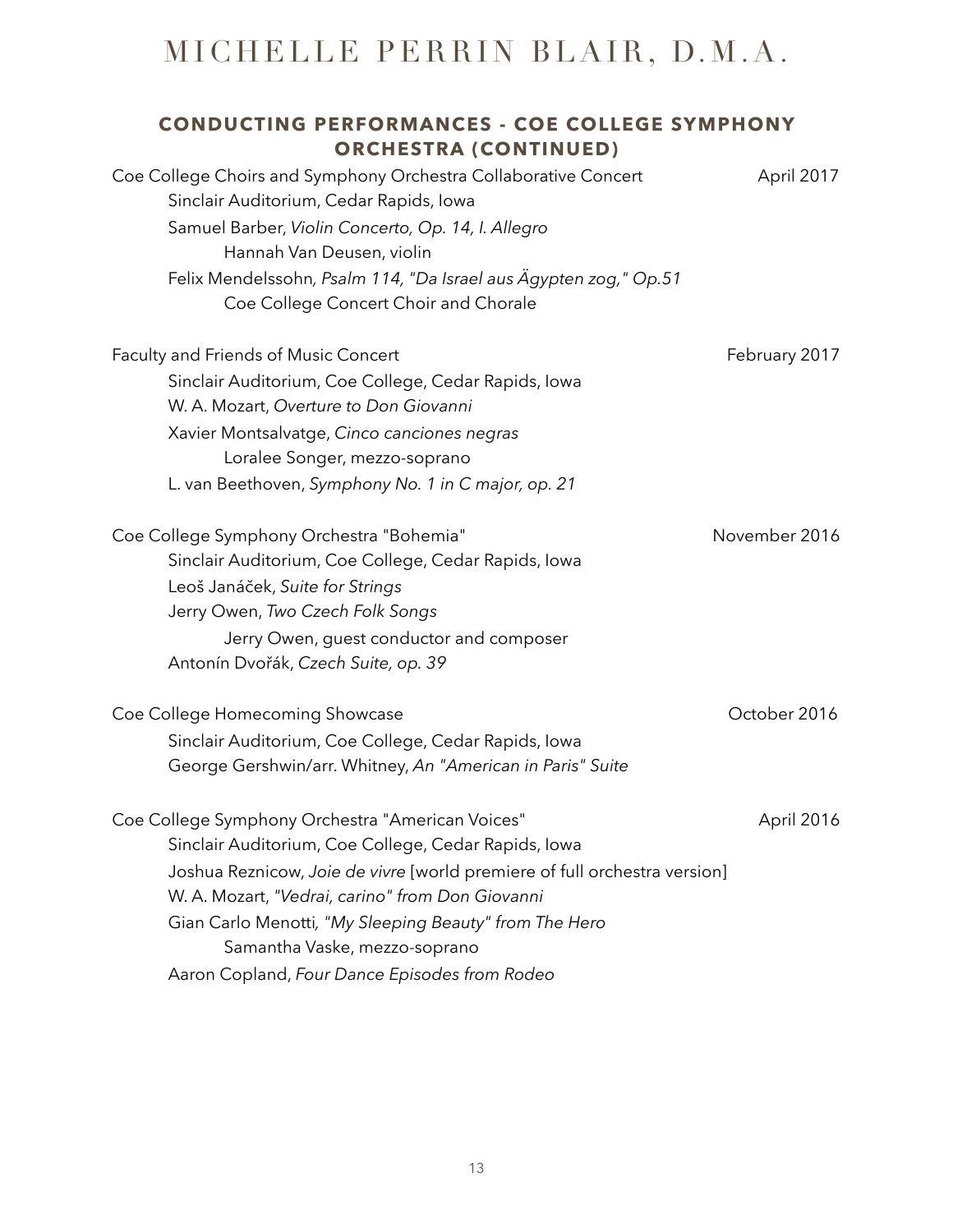## CONDUCTING PERFORMANCES - COE COLLEGE SYMPHONY ORCHESTRA (CONTINUED)

Coe College Choirs and Symphony Orchestra Collaborative Concert — April 2017

Sinclair Auditorium, Cedar Rapids, Iowa

Samuel Barber, *Violin Concerto, Op. 14, I. Allegro*

Hannah Van Deusen, violin

Felix Mendelssohn*, Psalm 114, "Da Israel aus Ägypten zog," Op.51*

Coe College Concert Choir and Chorale

Faculty and Friends of Music Concert — February 2017

Sinclair Auditorium, Coe College, Cedar Rapids, Iowa

W. A. Mozart, *Overture to Don Giovanni*

Xavier Montsalvatge, *Cinco canciones negras*

Loralee Songer, mezzo-soprano

L. van Beethoven, *Symphony No. 1 in C major, op. 21*

Coe College Symphony Orchestra "Bohemia" — November 2016

Sinclair Auditorium, Coe College, Cedar Rapids, Iowa

Leoš Janáček, *Suite for Strings*

Jerry Owen, *Two Czech Folk Songs*

Jerry Owen, guest conductor and composer

Antonín Dvořák, *Czech Suite, op. 39*

Coe College Homecoming Showcase — October 2016

Sinclair Auditorium, Coe College, Cedar Rapids, Iowa

George Gershwin/arr. Whitney, *An "American in Paris" Suite*

Coe College Symphony Orchestra "American Voices" — April 2016

Sinclair Auditorium, Coe College, Cedar Rapids, Iowa

Joshua Reznicow, *Joie de vivre* [world premiere of full orchestra version]

W. A. Mozart, *"Vedrai, carino" from Don Giovanni*

Gian Carlo Menotti*, "My Sleeping Beauty" from The Hero*

Samantha Vaske, mezzo-soprano

Aaron Copland, *Four Dance Episodes from Rodeo*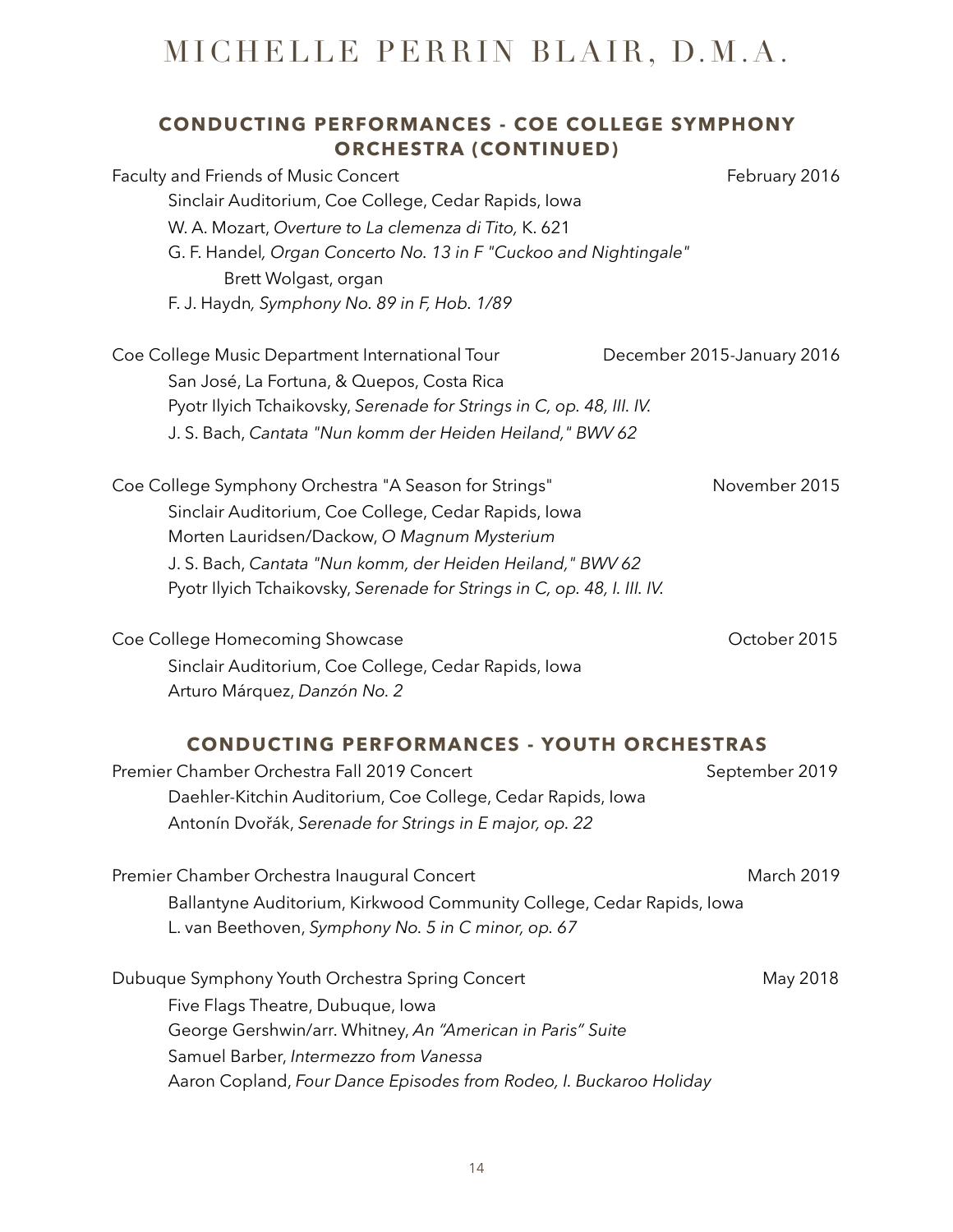## CONDUCTING PERFORMANCES - COE COLLEGE SYMPHONY ORCHESTRA (CONTINUED)

Faculty and Friends of Music Concert — February 2016

Sinclair Auditorium, Coe College, Cedar Rapids, Iowa
W. A. Mozart, *Overture to La clemenza di Tito,* K. 621
G. F. Handel*, Organ Concerto No. 13 in F "Cuckoo and Nightingale"*
  Brett Wolgast, organ
F. J. Haydn*, Symphony No. 89 in F, Hob. 1/89*

Coe College Music Department International Tour — December 2015-January 2016

San José, La Fortuna, & Quepos, Costa Rica
Pyotr Ilyich Tchaikovsky, *Serenade for Strings in C, op. 48, III. IV.*
J. S. Bach, *Cantata "Nun komm der Heiden Heiland," BWV 62*

Coe College Symphony Orchestra "A Season for Strings" — November 2015

Sinclair Auditorium, Coe College, Cedar Rapids, Iowa
Morten Lauridsen/Dackow, *O Magnum Mysterium*
J. S. Bach, *Cantata "Nun komm, der Heiden Heiland," BWV 62*
Pyotr Ilyich Tchaikovsky, *Serenade for Strings in C, op. 48, I. III. IV.*

Coe College Homecoming Showcase — October 2015

Sinclair Auditorium, Coe College, Cedar Rapids, Iowa
Arturo Márquez, *Danzón No. 2*

## CONDUCTING PERFORMANCES - YOUTH ORCHESTRAS

Premier Chamber Orchestra Fall 2019 Concert — September 2019

Daehler-Kitchin Auditorium, Coe College, Cedar Rapids, Iowa
Antonín Dvořák, *Serenade for Strings in E major, op. 22*

Premier Chamber Orchestra Inaugural Concert — March 2019

Ballantyne Auditorium, Kirkwood Community College, Cedar Rapids, Iowa
L. van Beethoven, *Symphony No. 5 in C minor, op. 67*

Dubuque Symphony Youth Orchestra Spring Concert — May 2018

Five Flags Theatre, Dubuque, Iowa
George Gershwin/arr. Whitney, *An "American in Paris" Suite*
Samuel Barber, *Intermezzo from Vanessa*
Aaron Copland, *Four Dance Episodes from Rodeo, I. Buckaroo Holiday*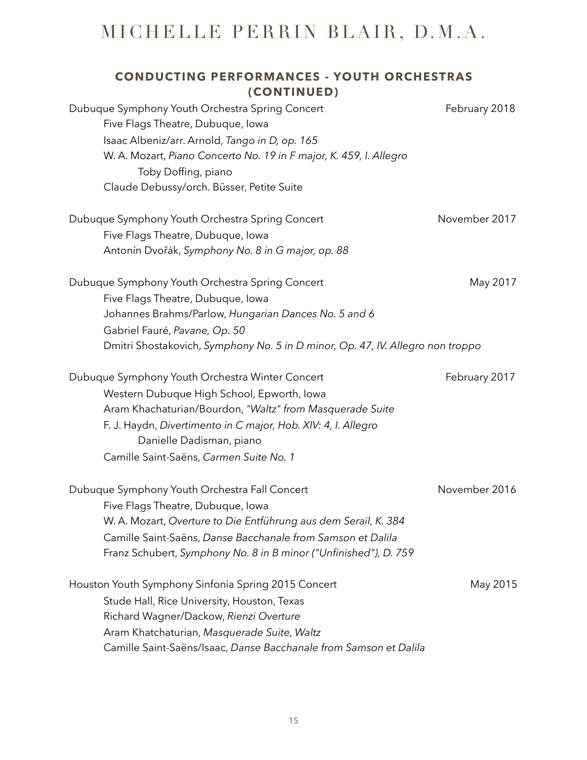## CONDUCTING PERFORMANCES - YOUTH ORCHESTRAS (CONTINUED)

Dubuque Symphony Youth Orchestra Spring Concert — February 2018
Five Flags Theatre, Dubuque, Iowa
Isaac Albeniz/arr. Arnold, *Tango in D, op. 165*
W. A. Mozart, *Piano Concerto No. 19 in F major, K. 459, I. Allegro*
Toby Doffing, piano
Claude Debussy/orch. Büsser, Petite Suite

Dubuque Symphony Youth Orchestra Spring Concert — November 2017
Five Flags Theatre, Dubuque, Iowa
Antonín Dvořák, *Symphony No. 8 in G major, op. 88*

Dubuque Symphony Youth Orchestra Spring Concert — May 2017
Five Flags Theatre, Dubuque, Iowa
Johannes Brahms/Parlow, *Hungarian Dances No. 5 and 6*
Gabriel Fauré, *Pavane, Op. 50*
Dmitri Shostakovich, *Symphony No. 5 in D minor, Op. 47, IV. Allegro non troppo*

Dubuque Symphony Youth Orchestra Winter Concert — February 2017
Western Dubuque High School, Epworth, Iowa
Aram Khachaturian/Bourdon, *"Waltz" from Masquerade Suite*
F. J. Haydn, *Divertimento in C major, Hob. XIV: 4, I. Allegro*
Danielle Dadisman, piano
Camille Saint-Saëns, *Carmen Suite No. 1*

Dubuque Symphony Youth Orchestra Fall Concert — November 2016
Five Flags Theatre, Dubuque, Iowa
W. A. Mozart, *Overture to Die Entführung aus dem Serail, K. 384*
Camille Saint-Saëns, *Danse Bacchanale from Samson et Dalila*
Franz Schubert, *Symphony No. 8 in B minor ("Unfinished"), D. 759*

Houston Youth Symphony Sinfonia Spring 2015 Concert — May 2015
Stude Hall, Rice University, Houston, Texas
Richard Wagner/Dackow, *Rienzi Overture*
Aram Khatchaturian, *Masquerade Suite, Waltz*
Camille Saint-Saëns/Isaac, *Danse Bacchanale from Samson et Dalila*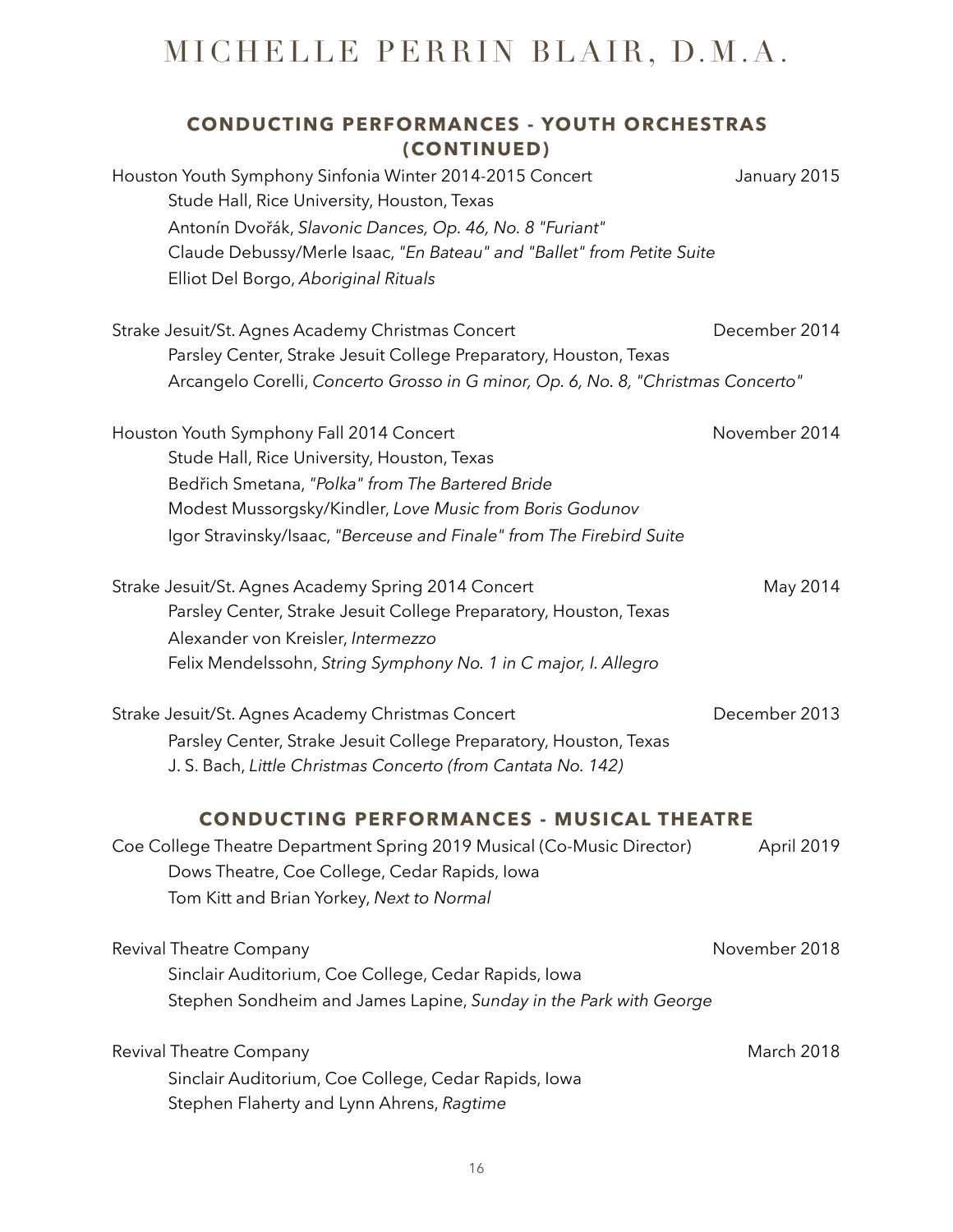## CONDUCTING PERFORMANCES - YOUTH ORCHESTRAS (CONTINUED)

Houston Youth Symphony Sinfonia Winter 2014-2015 Concert — January 2015
Stude Hall, Rice University, Houston, Texas
Antonín Dvořák, *Slavonic Dances, Op. 46, No. 8 "Furiant"*
Claude Debussy/Merle Isaac, *"En Bateau" and "Ballet" from Petite Suite*
Elliot Del Borgo, *Aboriginal Rituals*

Strake Jesuit/St. Agnes Academy Christmas Concert — December 2014
Parsley Center, Strake Jesuit College Preparatory, Houston, Texas
Arcangelo Corelli, *Concerto Grosso in G minor, Op. 6, No. 8, "Christmas Concerto"*

Houston Youth Symphony Fall 2014 Concert — November 2014
Stude Hall, Rice University, Houston, Texas
Bedřich Smetana, *"Polka" from The Bartered Bride*
Modest Mussorgsky/Kindler, *Love Music from Boris Godunov*
Igor Stravinsky/Isaac, *"Berceuse and Finale" from The Firebird Suite*

Strake Jesuit/St. Agnes Academy Spring 2014 Concert — May 2014
Parsley Center, Strake Jesuit College Preparatory, Houston, Texas
Alexander von Kreisler, *Intermezzo*
Felix Mendelssohn, *String Symphony No. 1 in C major, I. Allegro*

Strake Jesuit/St. Agnes Academy Christmas Concert — December 2013
Parsley Center, Strake Jesuit College Preparatory, Houston, Texas
J. S. Bach, *Little Christmas Concerto (from Cantata No. 142)*

## CONDUCTING PERFORMANCES - MUSICAL THEATRE

Coe College Theatre Department Spring 2019 Musical (Co-Music Director) — April 2019
Dows Theatre, Coe College, Cedar Rapids, Iowa
Tom Kitt and Brian Yorkey, *Next to Normal*

Revival Theatre Company — November 2018
Sinclair Auditorium, Coe College, Cedar Rapids, Iowa
Stephen Sondheim and James Lapine, *Sunday in the Park with George*

Revival Theatre Company — March 2018
Sinclair Auditorium, Coe College, Cedar Rapids, Iowa
Stephen Flaherty and Lynn Ahrens, *Ragtime*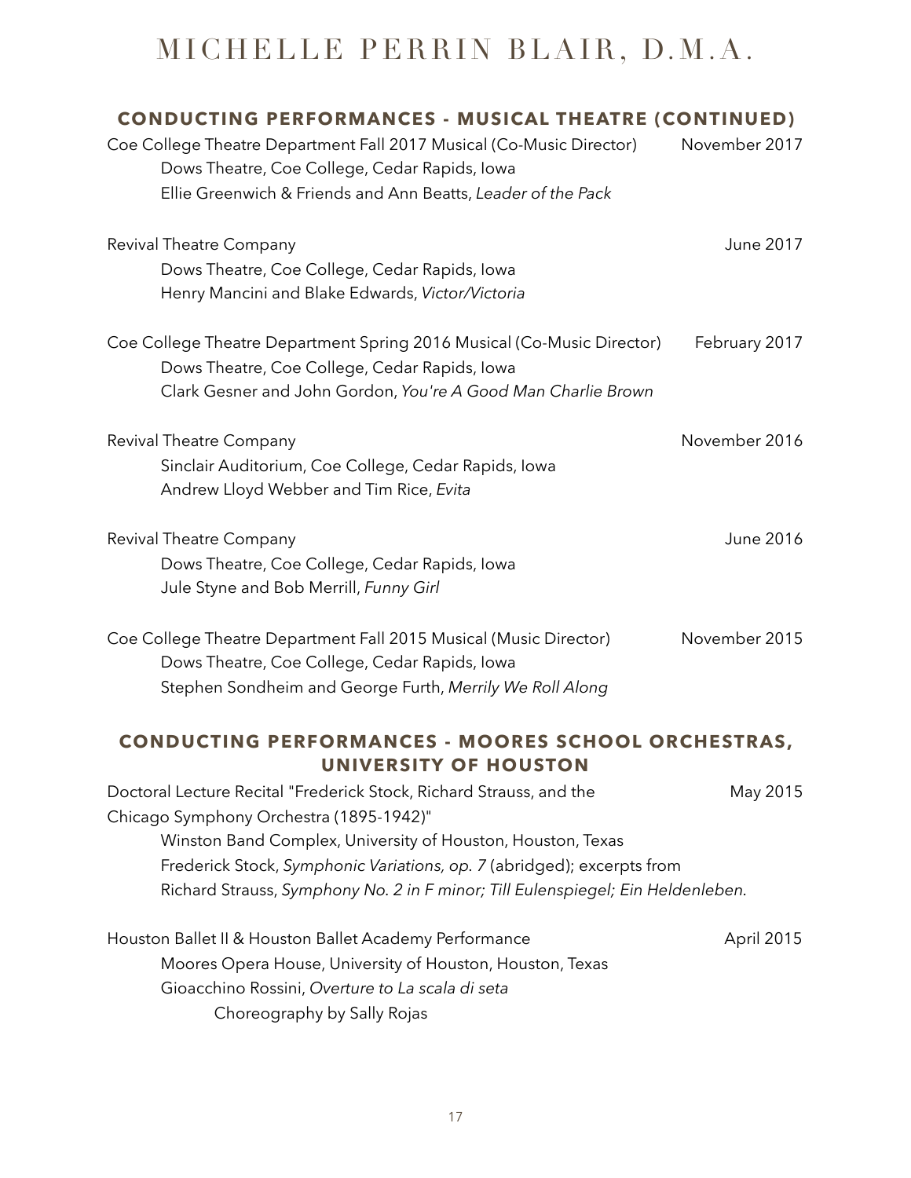## CONDUCTING PERFORMANCES - MUSICAL THEATRE (CONTINUED)

Coe College Theatre Department Fall 2017 Musical (Co-Music Director) — November 2017
Dows Theatre, Coe College, Cedar Rapids, Iowa
Ellie Greenwich & Friends and Ann Beatts, *Leader of the Pack*

Revival Theatre Company — June 2017
Dows Theatre, Coe College, Cedar Rapids, Iowa
Henry Mancini and Blake Edwards, *Victor/Victoria*

Coe College Theatre Department Spring 2016 Musical (Co-Music Director) — February 2017
Dows Theatre, Coe College, Cedar Rapids, Iowa
Clark Gesner and John Gordon, *You're A Good Man Charlie Brown*

Revival Theatre Company — November 2016
Sinclair Auditorium, Coe College, Cedar Rapids, Iowa
Andrew Lloyd Webber and Tim Rice, *Evita*

Revival Theatre Company — June 2016
Dows Theatre, Coe College, Cedar Rapids, Iowa
Jule Styne and Bob Merrill, *Funny Girl*

Coe College Theatre Department Fall 2015 Musical (Music Director) — November 2015
Dows Theatre, Coe College, Cedar Rapids, Iowa
Stephen Sondheim and George Furth, *Merrily We Roll Along*

## CONDUCTING PERFORMANCES - MOORES SCHOOL ORCHESTRAS, UNIVERSITY OF HOUSTON

Doctoral Lecture Recital "Frederick Stock, Richard Strauss, and the Chicago Symphony Orchestra (1895-1942)" — May 2015
Winston Band Complex, University of Houston, Houston, Texas
Frederick Stock, *Symphonic Variations, op. 7* (abridged); excerpts from Richard Strauss, *Symphony No. 2 in F minor; Till Eulenspiegel; Ein Heldenleben.*

Houston Ballet II & Houston Ballet Academy Performance — April 2015
Moores Opera House, University of Houston, Houston, Texas
Gioacchino Rossini, *Overture to La scala di seta*
Choreography by Sally Rojas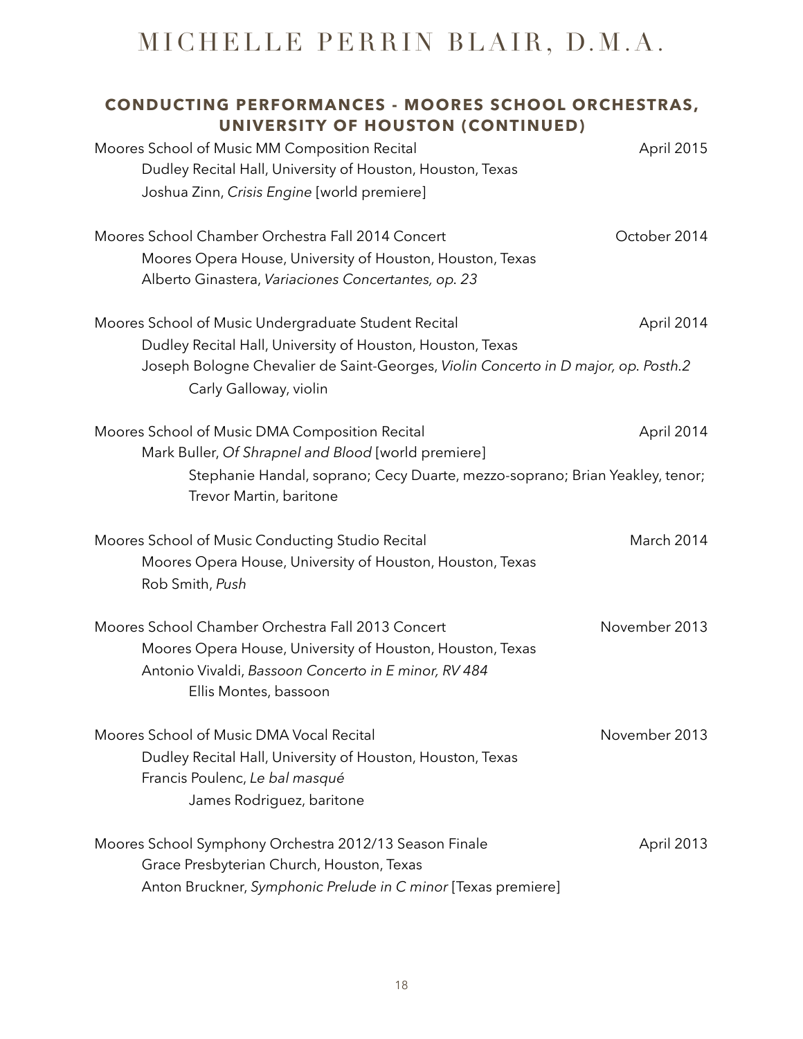## CONDUCTING PERFORMANCES - MOORES SCHOOL ORCHESTRAS, UNIVERSITY OF HOUSTON (CONTINUED)

Moores School of Music MM Composition Recital — April 2015
Dudley Recital Hall, University of Houston, Houston, Texas
Joshua Zinn, *Crisis Engine* [world premiere]

Moores School Chamber Orchestra Fall 2014 Concert — October 2014
Moores Opera House, University of Houston, Houston, Texas
Alberto Ginastera, *Variaciones Concertantes, op. 23*

Moores School of Music Undergraduate Student Recital — April 2014
Dudley Recital Hall, University of Houston, Houston, Texas
Joseph Bologne Chevalier de Saint-Georges, *Violin Concerto in D major, op. Posth.2*
Carly Galloway, violin

Moores School of Music DMA Composition Recital — April 2014
Mark Buller, *Of Shrapnel and Blood* [world premiere]
Stephanie Handal, soprano; Cecy Duarte, mezzo-soprano; Brian Yeakley, tenor; Trevor Martin, baritone

Moores School of Music Conducting Studio Recital — March 2014
Moores Opera House, University of Houston, Houston, Texas
Rob Smith, *Push*

Moores School Chamber Orchestra Fall 2013 Concert — November 2013
Moores Opera House, University of Houston, Houston, Texas
Antonio Vivaldi, *Bassoon Concerto in E minor, RV 484*
Ellis Montes, bassoon

Moores School of Music DMA Vocal Recital — November 2013
Dudley Recital Hall, University of Houston, Houston, Texas
Francis Poulenc, *Le bal masqué*
James Rodriguez, baritone

Moores School Symphony Orchestra 2012/13 Season Finale — April 2013
Grace Presbyterian Church, Houston, Texas
Anton Bruckner, *Symphonic Prelude in C minor* [Texas premiere]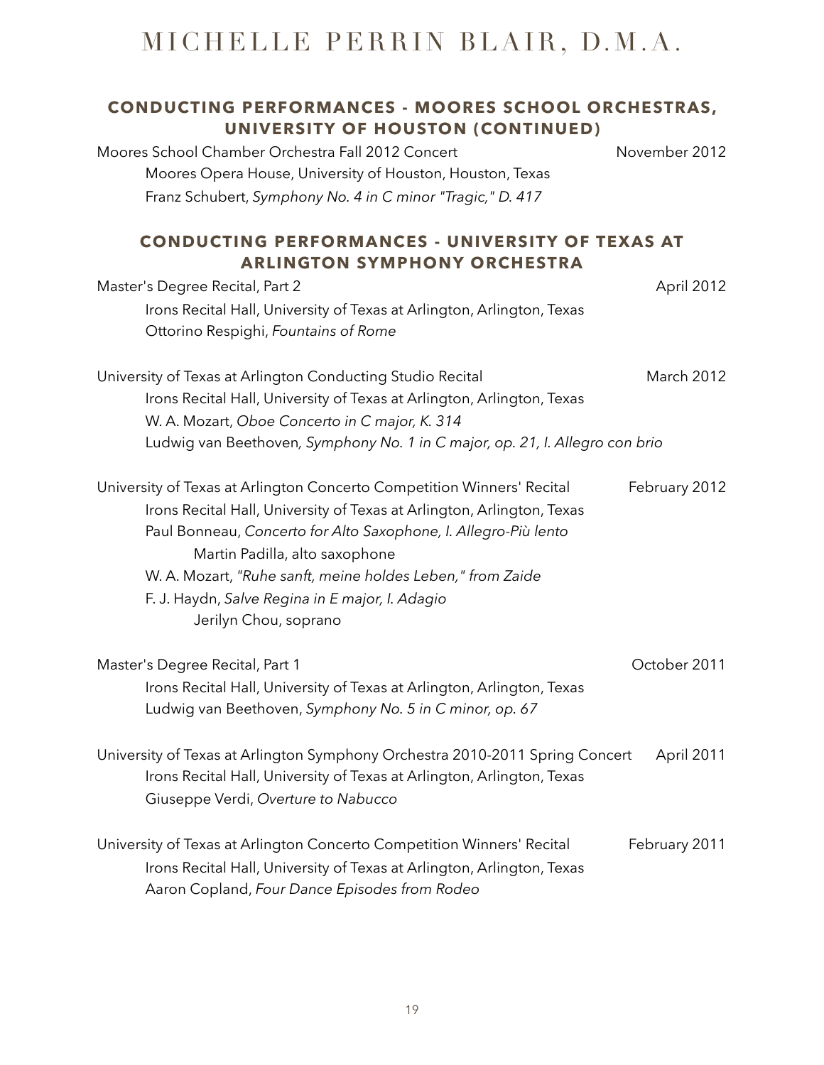## CONDUCTING PERFORMANCES - MOORES SCHOOL ORCHESTRAS, UNIVERSITY OF HOUSTON (CONTINUED)

Moores School Chamber Orchestra Fall 2012 Concert — November 2012
Moores Opera House, University of Houston, Houston, Texas
Franz Schubert, *Symphony No. 4 in C minor "Tragic," D. 417*

## CONDUCTING PERFORMANCES - UNIVERSITY OF TEXAS AT ARLINGTON SYMPHONY ORCHESTRA

Master's Degree Recital, Part 2 — April 2012
Irons Recital Hall, University of Texas at Arlington, Arlington, Texas
Ottorino Respighi, *Fountains of Rome*

University of Texas at Arlington Conducting Studio Recital — March 2012
Irons Recital Hall, University of Texas at Arlington, Arlington, Texas
W. A. Mozart, *Oboe Concerto in C major, K. 314*
Ludwig van Beethoven*, Symphony No. 1 in C major, op. 21, I. Allegro con brio*

University of Texas at Arlington Concerto Competition Winners' Recital — February 2012
Irons Recital Hall, University of Texas at Arlington, Arlington, Texas
Paul Bonneau, *Concerto for Alto Saxophone, I. Allegro-Più lento*
Martin Padilla, alto saxophone
W. A. Mozart, *"Ruhe sanft, meine holdes Leben," from Zaide*
F. J. Haydn, *Salve Regina in E major, I. Adagio*
Jerilyn Chou, soprano

Master's Degree Recital, Part 1 — October 2011
Irons Recital Hall, University of Texas at Arlington, Arlington, Texas
Ludwig van Beethoven, *Symphony No. 5 in C minor, op. 67*

University of Texas at Arlington Symphony Orchestra 2010-2011 Spring Concert — April 2011
Irons Recital Hall, University of Texas at Arlington, Arlington, Texas
Giuseppe Verdi, *Overture to Nabucco*

University of Texas at Arlington Concerto Competition Winners' Recital — February 2011
Irons Recital Hall, University of Texas at Arlington, Arlington, Texas
Aaron Copland, *Four Dance Episodes from Rodeo*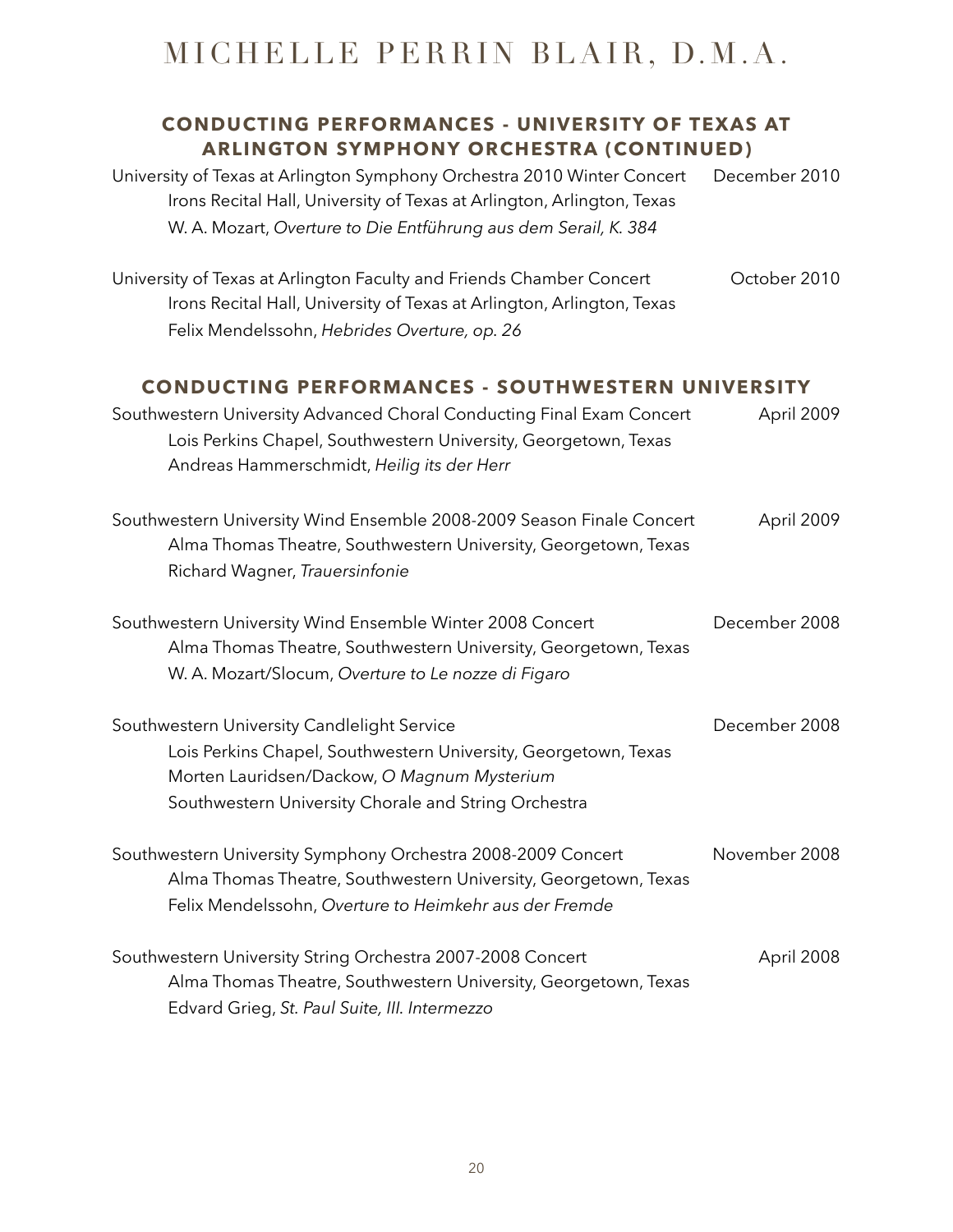## CONDUCTING PERFORMANCES - UNIVERSITY OF TEXAS AT ARLINGTON SYMPHONY ORCHESTRA (CONTINUED)

University of Texas at Arlington Symphony Orchestra 2010 Winter Concert — December 2010
Irons Recital Hall, University of Texas at Arlington, Arlington, Texas
W. A. Mozart, *Overture to Die Entführung aus dem Serail, K. 384*

University of Texas at Arlington Faculty and Friends Chamber Concert — October 2010
Irons Recital Hall, University of Texas at Arlington, Arlington, Texas
Felix Mendelssohn, *Hebrides Overture, op. 26*

## CONDUCTING PERFORMANCES - SOUTHWESTERN UNIVERSITY

Southwestern University Advanced Choral Conducting Final Exam Concert — April 2009
Lois Perkins Chapel, Southwestern University, Georgetown, Texas
Andreas Hammerschmidt, *Heilig its der Herr*

Southwestern University Wind Ensemble 2008-2009 Season Finale Concert — April 2009
Alma Thomas Theatre, Southwestern University, Georgetown, Texas
Richard Wagner, *Trauersinfonie*

Southwestern University Wind Ensemble Winter 2008 Concert — December 2008
Alma Thomas Theatre, Southwestern University, Georgetown, Texas
W. A. Mozart/Slocum, *Overture to Le nozze di Figaro*

Southwestern University Candlelight Service — December 2008
Lois Perkins Chapel, Southwestern University, Georgetown, Texas
Morten Lauridsen/Dackow, *O Magnum Mysterium*
Southwestern University Chorale and String Orchestra

Southwestern University Symphony Orchestra 2008-2009 Concert — November 2008
Alma Thomas Theatre, Southwestern University, Georgetown, Texas
Felix Mendelssohn, *Overture to Heimkehr aus der Fremde*

Southwestern University String Orchestra 2007-2008 Concert — April 2008
Alma Thomas Theatre, Southwestern University, Georgetown, Texas
Edvard Grieg, *St. Paul Suite, III. Intermezzo*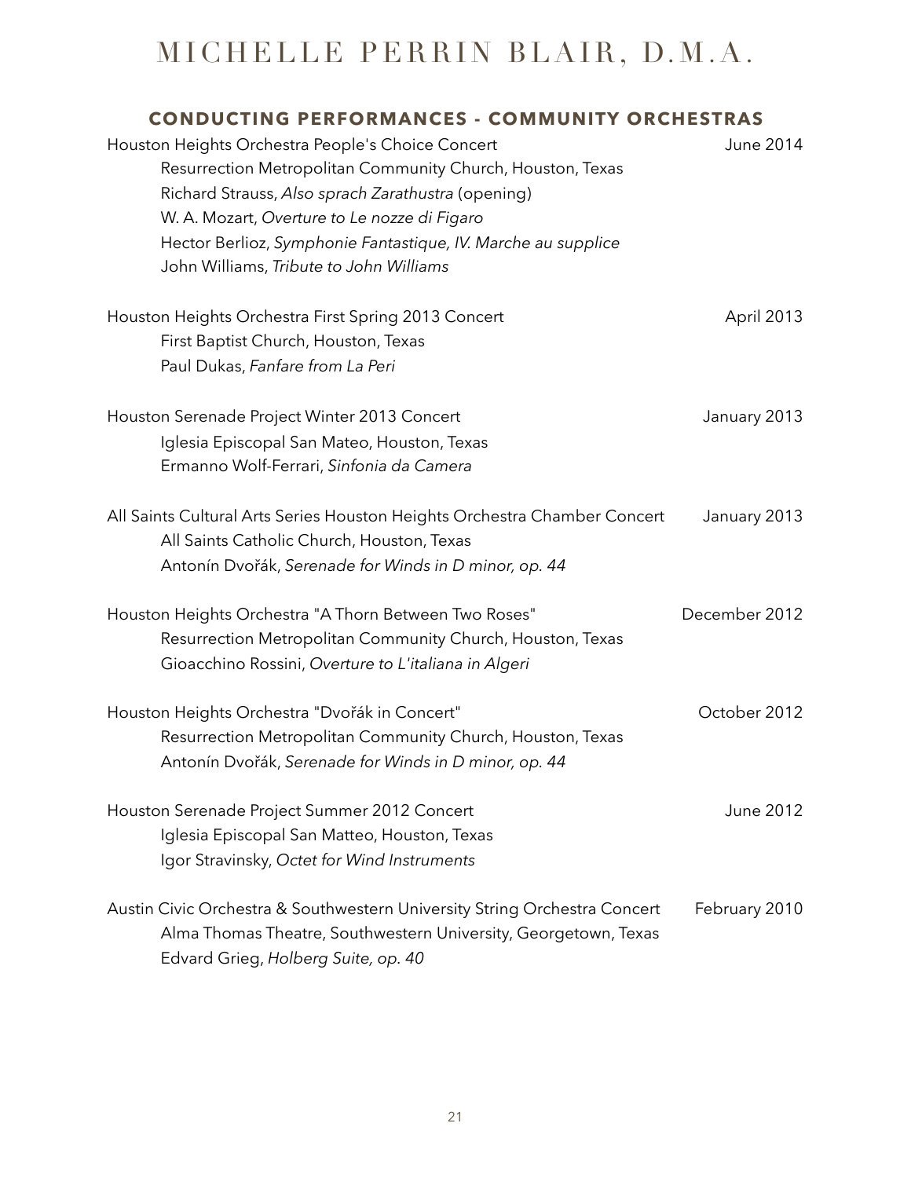# MICHELLE PERRIN BLAIR, D.M.A.

## CONDUCTING PERFORMANCES - COMMUNITY ORCHESTRAS

Houston Heights Orchestra People's Choice Concert — June 2014
Resurrection Metropolitan Community Church, Houston, Texas
Richard Strauss, *Also sprach Zarathustra* (opening)
W. A. Mozart, *Overture to Le nozze di Figaro*
Hector Berlioz, *Symphonie Fantastique, IV. Marche au supplice*
John Williams, *Tribute to John Williams*

Houston Heights Orchestra First Spring 2013 Concert — April 2013
First Baptist Church, Houston, Texas
Paul Dukas, *Fanfare from La Peri*

Houston Serenade Project Winter 2013 Concert — January 2013
Iglesia Episcopal San Mateo, Houston, Texas
Ermanno Wolf-Ferrari, *Sinfonia da Camera*

All Saints Cultural Arts Series Houston Heights Orchestra Chamber Concert — January 2013
All Saints Catholic Church, Houston, Texas
Antonín Dvořák, *Serenade for Winds in D minor, op. 44*

Houston Heights Orchestra "A Thorn Between Two Roses" — December 2012
Resurrection Metropolitan Community Church, Houston, Texas
Gioacchino Rossini, *Overture to L'italiana in Algeri*

Houston Heights Orchestra "Dvořák in Concert" — October 2012
Resurrection Metropolitan Community Church, Houston, Texas
Antonín Dvořák, *Serenade for Winds in D minor, op. 44*

Houston Serenade Project Summer 2012 Concert — June 2012
Iglesia Episcopal San Matteo, Houston, Texas
Igor Stravinsky, *Octet for Wind Instruments*

Austin Civic Orchestra & Southwestern University String Orchestra Concert — February 2010
Alma Thomas Theatre, Southwestern University, Georgetown, Texas
Edvard Grieg, *Holberg Suite, op. 40*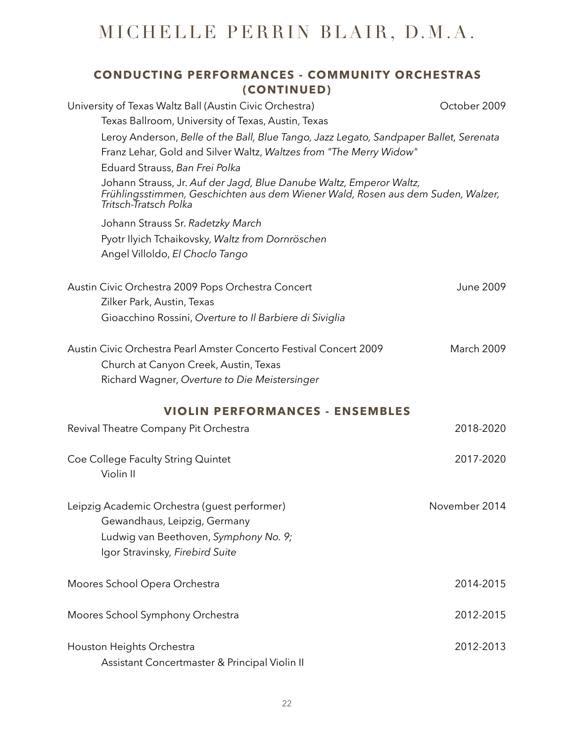# MICHELLE PERRIN BLAIR, D.M.A.

## CONDUCTING PERFORMANCES - COMMUNITY ORCHESTRAS (CONTINUED)

University of Texas Waltz Ball (Austin Civic Orchestra) — October 2009
Texas Ballroom, University of Texas, Austin, Texas
Leroy Anderson, *Belle of the Ball, Blue Tango, Jazz Legato, Sandpaper Ballet, Serenata*
Franz Lehar, Gold and Silver Waltz, *Waltzes from "The Merry Widow"*
Eduard Strauss, *Ban Frei Polka*
Johann Strauss, Jr. *Auf der Jagd, Blue Danube Waltz, Emperor Waltz, Frühlingsstimmen, Geschichten aus dem Wiener Wald, Rosen aus dem Suden, Walzer, Tritsch-Tratsch Polka*
Johann Strauss Sr. *Radetzky March*
Pyotr Ilyich Tchaikovsky, *Waltz from Dornröschen*
Angel Villoldo, *El Choclo Tango*

Austin Civic Orchestra 2009 Pops Orchestra Concert — June 2009
Zilker Park, Austin, Texas
Gioacchino Rossini, *Overture to Il Barbiere di Siviglia*

Austin Civic Orchestra Pearl Amster Concerto Festival Concert 2009 — March 2009
Church at Canyon Creek, Austin, Texas
Richard Wagner, *Overture to Die Meistersinger*

## VIOLIN PERFORMANCES - ENSEMBLES

Revival Theatre Company Pit Orchestra — 2018-2020

Coe College Faculty String Quintet — 2017-2020
Violin II

Leipzig Academic Orchestra (guest performer) — November 2014
Gewandhaus, Leipzig, Germany
Ludwig van Beethoven, *Symphony No. 9;*
Igor Stravinsky*, Firebird Suite*

Moores School Opera Orchestra — 2014-2015

Moores School Symphony Orchestra — 2012-2015

Houston Heights Orchestra — 2012-2013
Assistant Concertmaster & Principal Violin II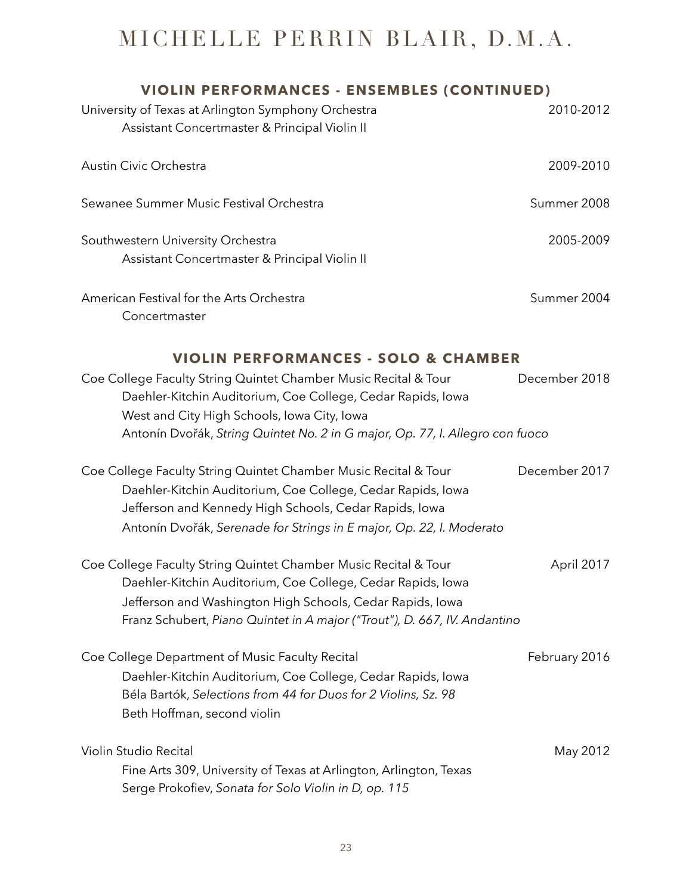## VIOLIN PERFORMANCES - ENSEMBLES (CONTINUED)

University of Texas at Arlington Symphony Orchestra — 2010-2012
Assistant Concertmaster & Principal Violin II

Austin Civic Orchestra — 2009-2010

Sewanee Summer Music Festival Orchestra — Summer 2008

Southwestern University Orchestra — 2005-2009
Assistant Concertmaster & Principal Violin II

American Festival for the Arts Orchestra — Summer 2004
Concertmaster

## VIOLIN PERFORMANCES - SOLO & CHAMBER

Coe College Faculty String Quintet Chamber Music Recital & Tour — December 2018
Daehler-Kitchin Auditorium, Coe College, Cedar Rapids, Iowa
West and City High Schools, Iowa City, Iowa
Antonín Dvořák, *String Quintet No. 2 in G major, Op. 77, I. Allegro con fuoco*

Coe College Faculty String Quintet Chamber Music Recital & Tour — December 2017
Daehler-Kitchin Auditorium, Coe College, Cedar Rapids, Iowa
Jefferson and Kennedy High Schools, Cedar Rapids, Iowa
Antonín Dvořák, *Serenade for Strings in E major, Op. 22, I. Moderato*

Coe College Faculty String Quintet Chamber Music Recital & Tour — April 2017
Daehler-Kitchin Auditorium, Coe College, Cedar Rapids, Iowa
Jefferson and Washington High Schools, Cedar Rapids, Iowa
Franz Schubert, *Piano Quintet in A major ("Trout"), D. 667, IV. Andantino*

Coe College Department of Music Faculty Recital — February 2016
Daehler-Kitchin Auditorium, Coe College, Cedar Rapids, Iowa
Béla Bartók, *Selections from 44 for Duos for 2 Violins, Sz. 98*
Beth Hoffman, second violin

Violin Studio Recital — May 2012
Fine Arts 309, University of Texas at Arlington, Arlington, Texas
Serge Prokofiev, *Sonata for Solo Violin in D, op. 115*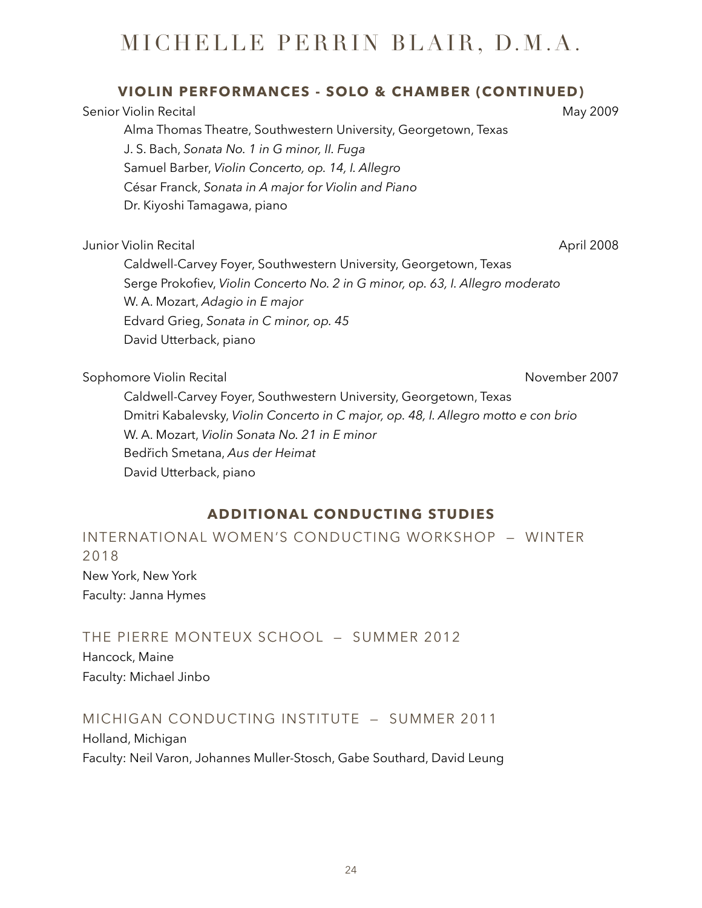## VIOLIN PERFORMANCES - SOLO & CHAMBER (CONTINUED)

Senior Violin Recital May 2009

Alma Thomas Theatre, Southwestern University, Georgetown, Texas
J. S. Bach, *Sonata No. 1 in G minor, II. Fuga*
Samuel Barber, *Violin Concerto, op. 14, I. Allegro*
César Franck, *Sonata in A major for Violin and Piano*
Dr. Kiyoshi Tamagawa, piano

Junior Violin Recital April 2008

Caldwell-Carvey Foyer, Southwestern University, Georgetown, Texas
Serge Prokofiev, *Violin Concerto No. 2 in G minor, op. 63, I. Allegro moderato*
W. A. Mozart, *Adagio in E major*
Edvard Grieg, *Sonata in C minor, op. 45*
David Utterback, piano

Sophomore Violin Recital November 2007

Caldwell-Carvey Foyer, Southwestern University, Georgetown, Texas
Dmitri Kabalevsky, *Violin Concerto in C major, op. 48, I. Allegro motto e con brio*
W. A. Mozart, *Violin Sonata No. 21 in E minor*
Bedřich Smetana, *Aus der Heimat*
David Utterback, piano

## ADDITIONAL CONDUCTING STUDIES

### INTERNATIONAL WOMEN'S CONDUCTING WORKSHOP — WINTER 2018

New York, New York
Faculty: Janna Hymes

### THE PIERRE MONTEUX SCHOOL — SUMMER 2012

Hancock, Maine
Faculty: Michael Jinbo

### MICHIGAN CONDUCTING INSTITUTE — SUMMER 2011

Holland, Michigan
Faculty: Neil Varon, Johannes Muller-Stosch, Gabe Southard, David Leung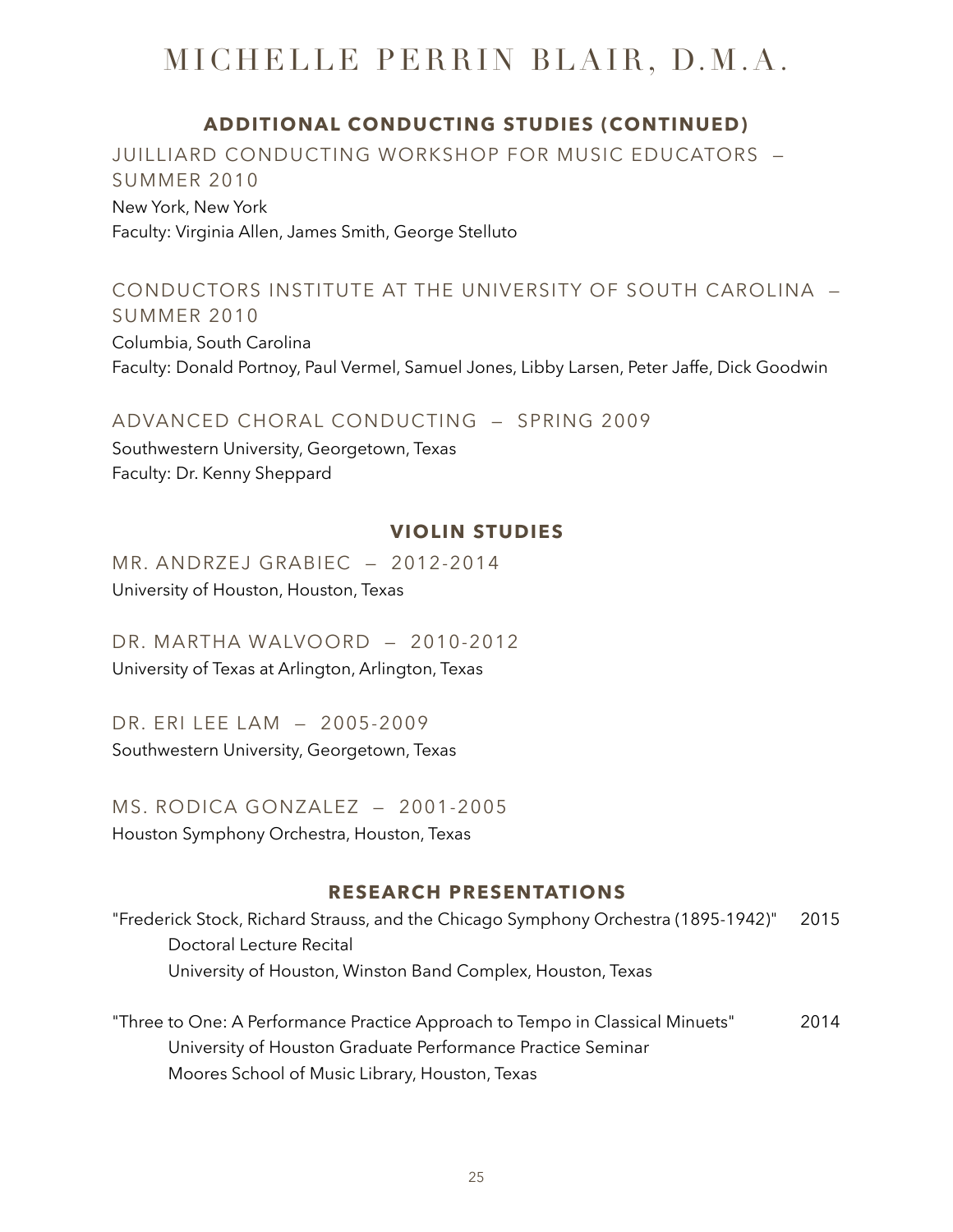## ADDITIONAL CONDUCTING STUDIES (CONTINUED)

### JUILLIARD CONDUCTING WORKSHOP FOR MUSIC EDUCATORS — SUMMER 2010

New York, New York
Faculty: Virginia Allen, James Smith, George Stelluto

### CONDUCTORS INSTITUTE AT THE UNIVERSITY OF SOUTH CAROLINA — SUMMER 2010

Columbia, South Carolina
Faculty: Donald Portnoy, Paul Vermel, Samuel Jones, Libby Larsen, Peter Jaffe, Dick Goodwin

### ADVANCED CHORAL CONDUCTING — SPRING 2009

Southwestern University, Georgetown, Texas
Faculty: Dr. Kenny Sheppard

## VIOLIN STUDIES

### MR. ANDRZEJ GRABIEC — 2012-2014

University of Houston, Houston, Texas

### DR. MARTHA WALVOORD — 2010-2012

University of Texas at Arlington, Arlington, Texas

### DR. ERI LEE LAM — 2005-2009

Southwestern University, Georgetown, Texas

### MS. RODICA GONZALEZ — 2001-2005

Houston Symphony Orchestra, Houston, Texas

## RESEARCH PRESENTATIONS

"Frederick Stock, Richard Strauss, and the Chicago Symphony Orchestra (1895-1942)" — 2015
Doctoral Lecture Recital
University of Houston, Winston Band Complex, Houston, Texas

"Three to One: A Performance Practice Approach to Tempo in Classical Minuets" — 2014
University of Houston Graduate Performance Practice Seminar
Moores School of Music Library, Houston, Texas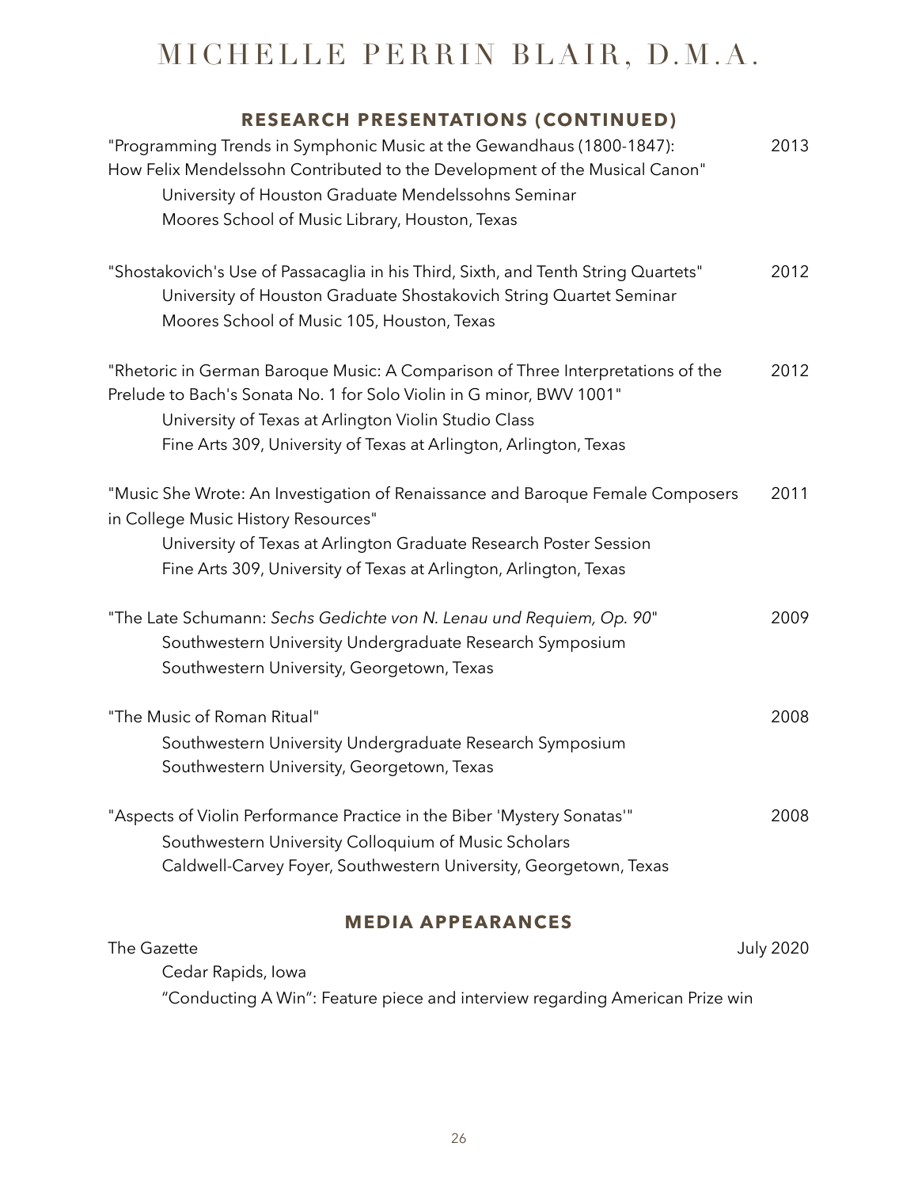## RESEARCH PRESENTATIONS (CONTINUED)

"Programming Trends in Symphonic Music at the Gewandhaus (1800-1847): How Felix Mendelssohn Contributed to the Development of the Musical Canon" — 2013
University of Houston Graduate Mendelssohns Seminar
Moores School of Music Library, Houston, Texas

"Shostakovich's Use of Passacaglia in his Third, Sixth, and Tenth String Quartets" — 2012
University of Houston Graduate Shostakovich String Quartet Seminar
Moores School of Music 105, Houston, Texas

"Rhetoric in German Baroque Music: A Comparison of Three Interpretations of the Prelude to Bach's Sonata No. 1 for Solo Violin in G minor, BWV 1001" — 2012
University of Texas at Arlington Violin Studio Class
Fine Arts 309, University of Texas at Arlington, Arlington, Texas

"Music She Wrote: An Investigation of Renaissance and Baroque Female Composers in College Music History Resources" — 2011
University of Texas at Arlington Graduate Research Poster Session
Fine Arts 309, University of Texas at Arlington, Arlington, Texas

"The Late Schumann: *Sechs Gedichte von N. Lenau und Requiem, Op. 90*" — 2009
Southwestern University Undergraduate Research Symposium
Southwestern University, Georgetown, Texas

"The Music of Roman Ritual" — 2008
Southwestern University Undergraduate Research Symposium
Southwestern University, Georgetown, Texas

"Aspects of Violin Performance Practice in the Biber 'Mystery Sonatas'" — 2008
Southwestern University Colloquium of Music Scholars
Caldwell-Carvey Foyer, Southwestern University, Georgetown, Texas

## MEDIA APPEARANCES

The Gazette — July 2020
Cedar Rapids, Iowa
"Conducting A Win": Feature piece and interview regarding American Prize win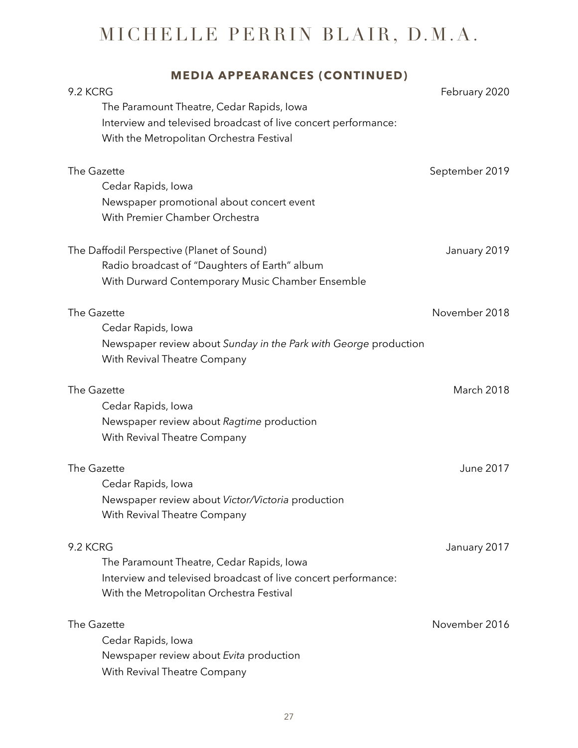## MEDIA APPEARANCES (CONTINUED)

9.2 KCRG — February 2020
The Paramount Theatre, Cedar Rapids, Iowa
Interview and televised broadcast of live concert performance:
With the Metropolitan Orchestra Festival

The Gazette — September 2019
Cedar Rapids, Iowa
Newspaper promotional about concert event
With Premier Chamber Orchestra

The Daffodil Perspective (Planet of Sound) — January 2019
Radio broadcast of "Daughters of Earth" album
With Durward Contemporary Music Chamber Ensemble

The Gazette — November 2018
Cedar Rapids, Iowa
Newspaper review about *Sunday in the Park with George* production
With Revival Theatre Company

The Gazette — March 2018
Cedar Rapids, Iowa
Newspaper review about *Ragtime* production
With Revival Theatre Company

The Gazette — June 2017
Cedar Rapids, Iowa
Newspaper review about *Victor/Victoria* production
With Revival Theatre Company

9.2 KCRG — January 2017
The Paramount Theatre, Cedar Rapids, Iowa
Interview and televised broadcast of live concert performance:
With the Metropolitan Orchestra Festival

The Gazette — November 2016
Cedar Rapids, Iowa
Newspaper review about *Evita* production
With Revival Theatre Company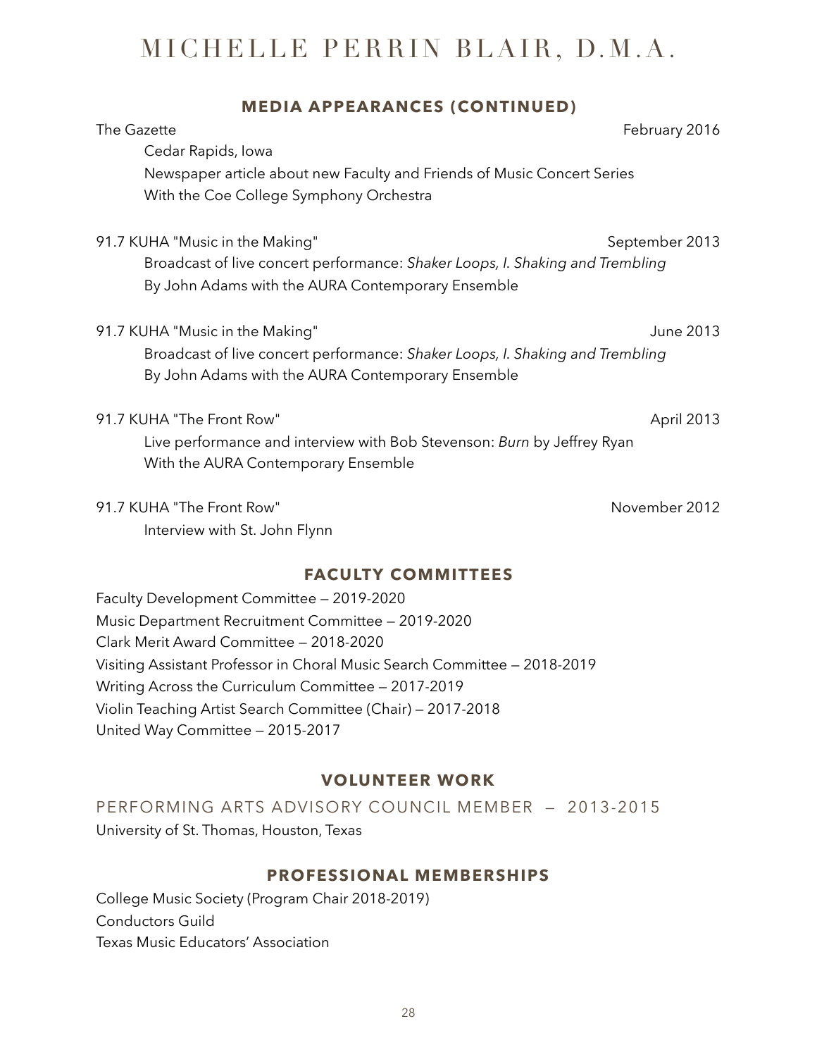## MEDIA APPEARANCES (CONTINUED)

The Gazette — February 2016
Cedar Rapids, Iowa
Newspaper article about new Faculty and Friends of Music Concert Series
With the Coe College Symphony Orchestra

91.7 KUHA "Music in the Making" — September 2013
Broadcast of live concert performance: *Shaker Loops, I. Shaking and Trembling*
By John Adams with the AURA Contemporary Ensemble

91.7 KUHA "Music in the Making" — June 2013
Broadcast of live concert performance: *Shaker Loops, I. Shaking and Trembling*
By John Adams with the AURA Contemporary Ensemble

91.7 KUHA "The Front Row" — April 2013
Live performance and interview with Bob Stevenson: *Burn* by Jeffrey Ryan
With the AURA Contemporary Ensemble

91.7 KUHA "The Front Row" — November 2012
Interview with St. John Flynn

## FACULTY COMMITTEES

Faculty Development Committee – 2019-2020
Music Department Recruitment Committee – 2019-2020
Clark Merit Award Committee – 2018-2020
Visiting Assistant Professor in Choral Music Search Committee – 2018-2019
Writing Across the Curriculum Committee – 2017-2019
Violin Teaching Artist Search Committee (Chair) – 2017-2018
United Way Committee – 2015-2017

## VOLUNTEER WORK

### PERFORMING ARTS ADVISORY COUNCIL MEMBER – 2013-2015

University of St. Thomas, Houston, Texas

## PROFESSIONAL MEMBERSHIPS

College Music Society (Program Chair 2018-2019)
Conductors Guild
Texas Music Educators' Association